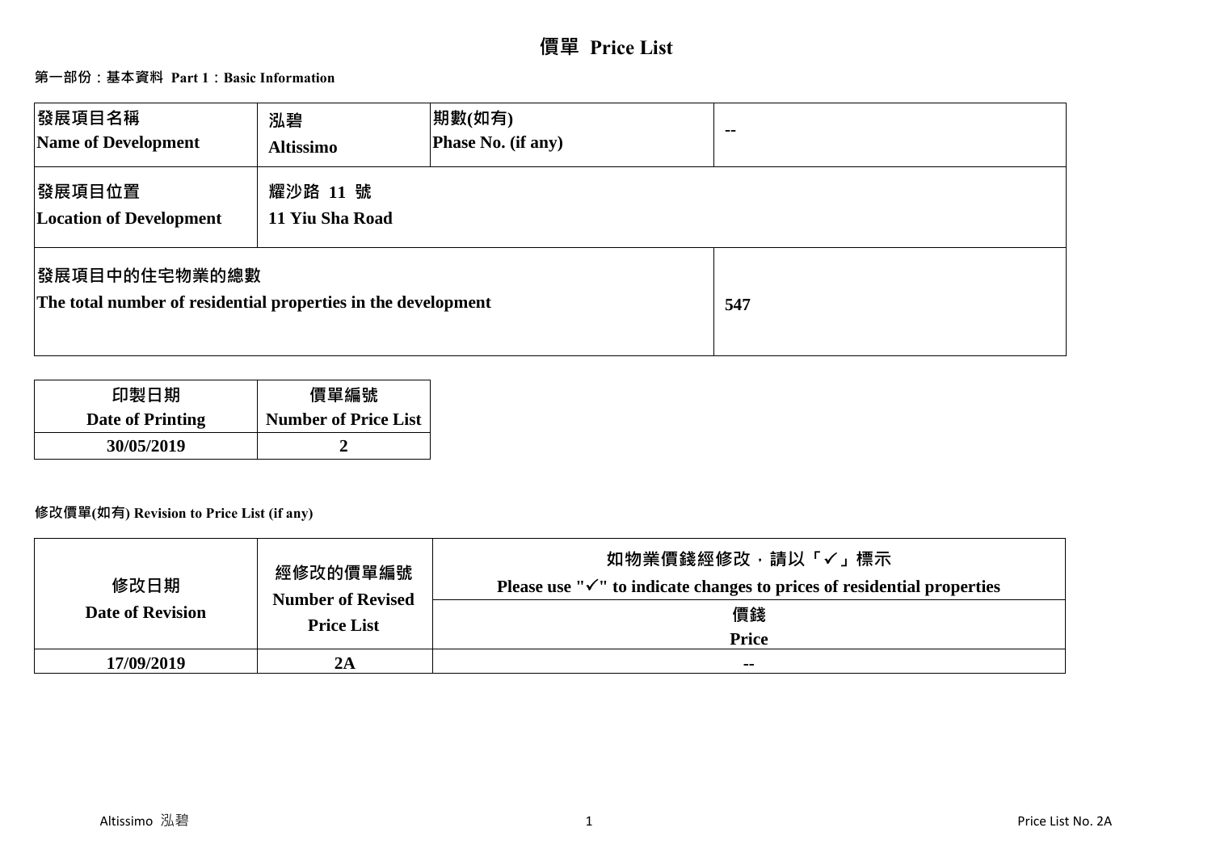# 價單 Price List

**第一部份：基本資料 Part 1：Basic Information**

| 發展項目名稱<br>Name of Development | 泓碧<br>Altissimo | 期數(如有)<br>Phase No. (if any) | -- |
|---|---|---|---|
| 發展項目位置<br>Location of Development | 耀沙路 11 號<br>11 Yiu Sha Road | | |
| 發展項目中的住宅物業的總數<br>The total number of residential properties in the development | | | 547 |

| 印製日期<br>Date of Printing | 價單編號<br>Number of Price List |
|---|---|
| 30/05/2019 | 2 |

**修改價單(如有) Revision to Price List (if any)**

| 修改日期<br>Date of Revision | 經修改的價單編號<br>Number of Revised Price List | 如物業價錢經修改，請以「✓」標示<br>Please use "✓" to indicate changes to prices of residential properties<br>價錢<br>Price |
|---|---|---|
| 17/09/2019 | 2A | -- |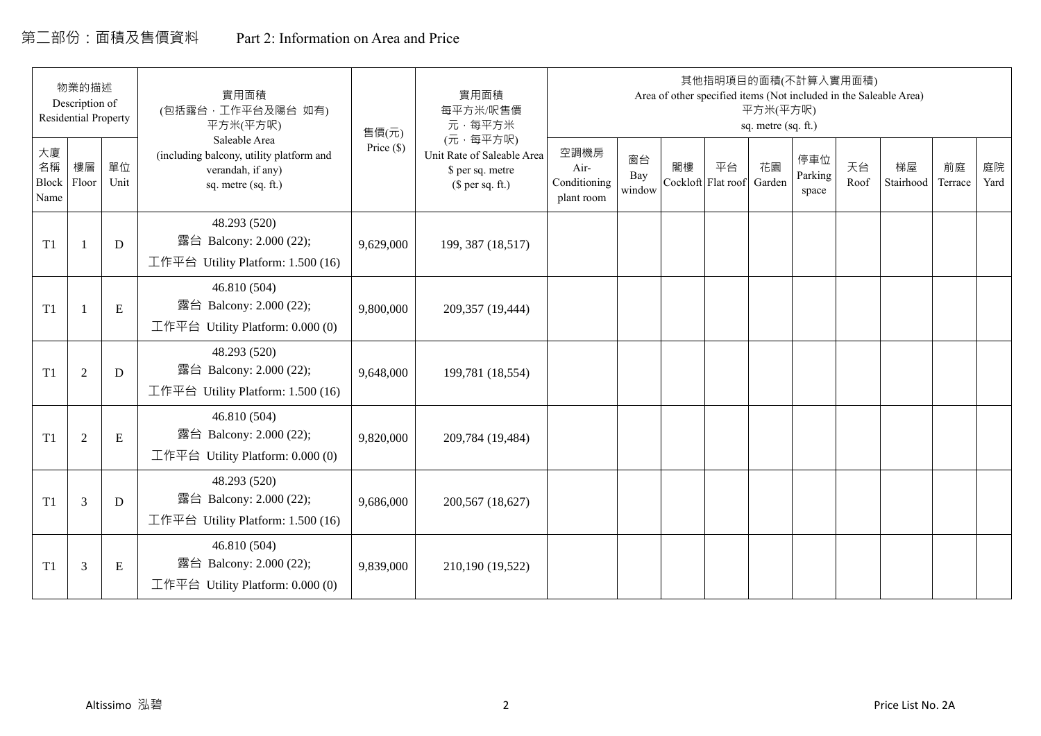# 第二部份：面積及售價資料　Part 2: Information on Area and Price

| 物業的描述 Description of Residential Property | | | 實用面積 (包括露台，工作平台及陽台 如有) 平方米(平方呎) Saleable Area (including balcony, utility platform and verandah, if any) sq. metre (sq. ft.) | 售價(元) Price ($) | 實用面積 每平方米/呎售價 元，每平方米 (元，每平方呎) Unit Rate of Saleable Area $ per sq. metre ($ per sq. ft.) | 其他指明項目的面積(不計算入實用面積) Area of other specified items (Not included in the Saleable Area) 平方米(平方呎) sq. metre (sq. ft.) | | | | | | | | | |
|---|---|---|---|---|---|---|---|---|---|---|---|---|---|---|---|
| 大廈名稱 Block Name | 樓層 Floor | 單位 Unit | | | | 空調機房 Air-Conditioning plant room | 窗台 Bay window | 閣樓 Cockloft | 平台 Flat roof | 花園 Garden | 停車位 Parking space | 天台 Roof | 梯屋 Stairhood | 前庭 Terrace | 庭院 Yard |
| T1 | 1 | D | 48.293 (520) 露台 Balcony: 2.000 (22); 工作平台 Utility Platform: 1.500 (16) | 9,629,000 | 199, 387 (18,517) | | | | | | | | | | |
| T1 | 1 | E | 46.810 (504) 露台 Balcony: 2.000 (22); 工作平台 Utility Platform: 0.000 (0) | 9,800,000 | 209,357 (19,444) | | | | | | | | | | |
| T1 | 2 | D | 48.293 (520) 露台 Balcony: 2.000 (22); 工作平台 Utility Platform: 1.500 (16) | 9,648,000 | 199,781 (18,554) | | | | | | | | | | |
| T1 | 2 | E | 46.810 (504) 露台 Balcony: 2.000 (22); 工作平台 Utility Platform: 0.000 (0) | 9,820,000 | 209,784 (19,484) | | | | | | | | | | |
| T1 | 3 | D | 48.293 (520) 露台 Balcony: 2.000 (22); 工作平台 Utility Platform: 1.500 (16) | 9,686,000 | 200,567 (18,627) | | | | | | | | | | |
| T1 | 3 | E | 46.810 (504) 露台 Balcony: 2.000 (22); 工作平台 Utility Platform: 0.000 (0) | 9,839,000 | 210,190 (19,522) | | | | | | | | | | |

Altissimo 泓碧　　Price List No. 2A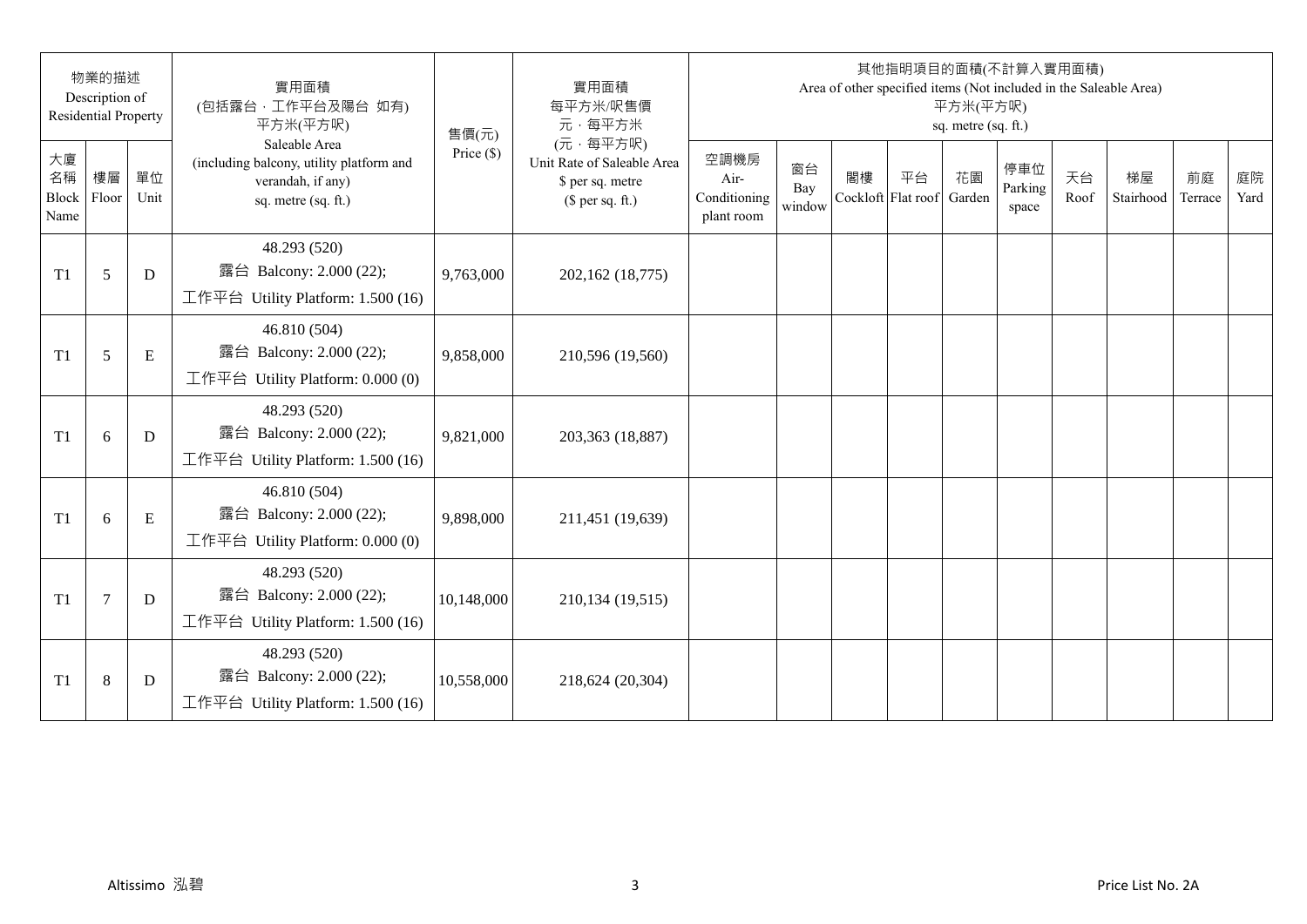| 物業的描述 Description of Residential Property | | | 實用面積 (包括露台，工作平台及陽台 如有) 平方米(平方呎) Saleable Area (including balcony, utility platform and verandah, if any) sq. metre (sq. ft.) | 售價(元) Price ($) | 實用面積 每平方米/呎售價 元，每平方米 (元，每平方呎) Unit Rate of Saleable Area $ per sq. metre ($ per sq. ft.) | 其他指明項目的面積(不計算入實用面積) Area of other specified items (Not included in the Saleable Area) 平方米(平方呎) sq. metre (sq. ft.) | | | | | | | | | |
|---|---|---|---|---|---|---|---|---|---|---|---|---|---|---|---|
| 大廈名稱 Block Name | 樓層 Floor | 單位 Unit | | | | 空調機房 Air-Conditioning plant room | 窗台 Bay window | 閣樓 Cockloft | 平台 Flat roof | 花園 Garden | 停車位 Parking space | 天台 Roof | 梯屋 Stairhood | 前庭 Terrace | 庭院 Yard |
| T1 | 5 | D | 48.293 (520) 露台 Balcony: 2.000 (22); 工作平台 Utility Platform: 1.500 (16) | 9,763,000 | 202,162 (18,775) | | | | | | | | | | |
| T1 | 5 | E | 46.810 (504) 露台 Balcony: 2.000 (22); 工作平台 Utility Platform: 0.000 (0) | 9,858,000 | 210,596 (19,560) | | | | | | | | | | |
| T1 | 6 | D | 48.293 (520) 露台 Balcony: 2.000 (22); 工作平台 Utility Platform: 1.500 (16) | 9,821,000 | 203,363 (18,887) | | | | | | | | | | |
| T1 | 6 | E | 46.810 (504) 露台 Balcony: 2.000 (22); 工作平台 Utility Platform: 0.000 (0) | 9,898,000 | 211,451 (19,639) | | | | | | | | | | |
| T1 | 7 | D | 48.293 (520) 露台 Balcony: 2.000 (22); 工作平台 Utility Platform: 1.500 (16) | 10,148,000 | 210,134 (19,515) | | | | | | | | | | |
| T1 | 8 | D | 48.293 (520) 露台 Balcony: 2.000 (22); 工作平台 Utility Platform: 1.500 (16) | 10,558,000 | 218,624 (20,304) | | | | | | | | | | |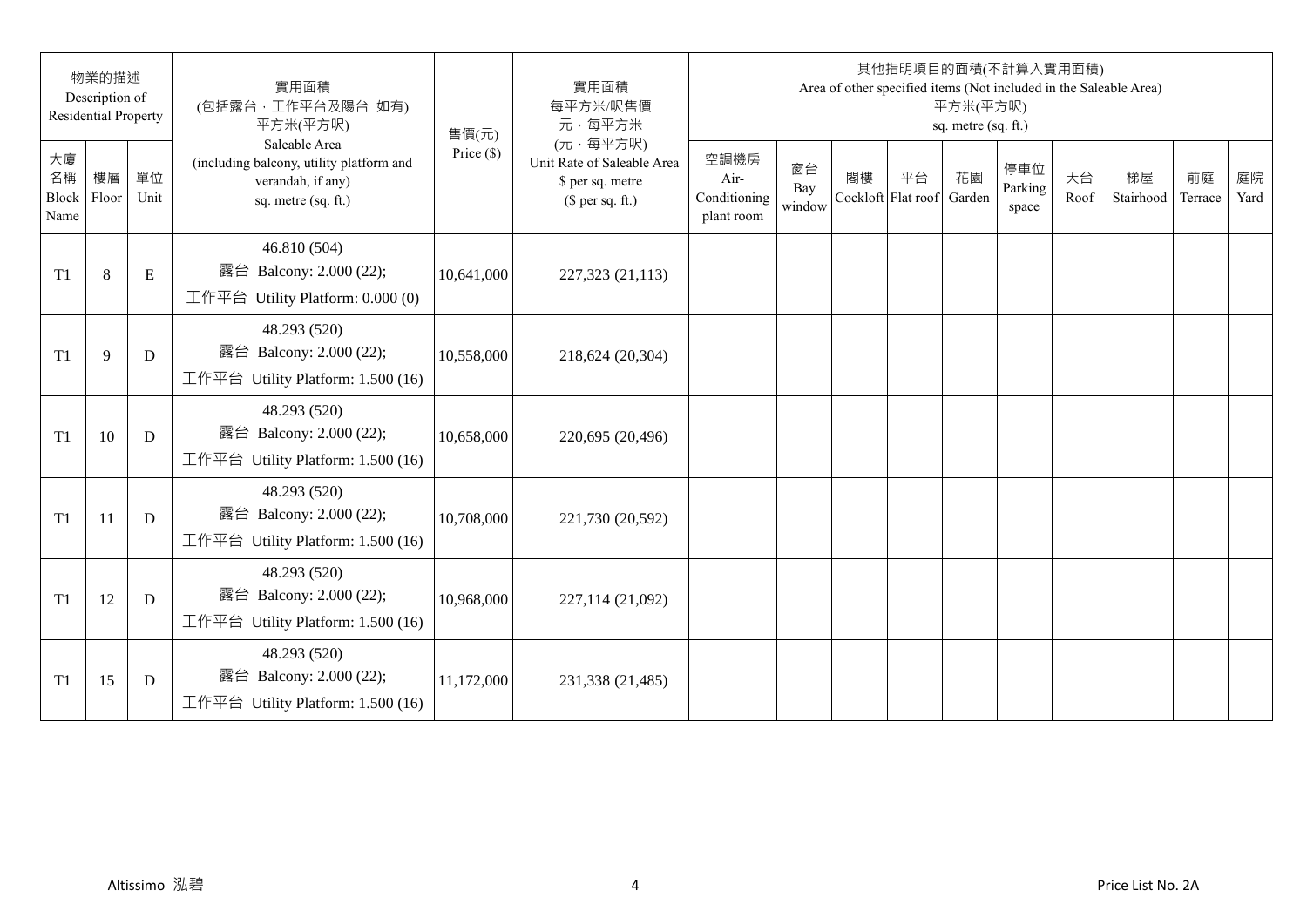| 物業的描述 Description of Residential Property | | | 實用面積 (包括露台，工作平台及陽台 如有) 平方米(平方呎) Saleable Area (including balcony, utility platform and verandah, if any) sq. metre (sq. ft.) | 售價(元) Price ($) | 實用面積 每平方米/呎售價 元，每平方米 (元，每平方呎) Unit Rate of Saleable Area $ per sq. metre ($ per sq. ft.) | 其他指明項目的面積(不計算入實用面積) Area of other specified items (Not included in the Saleable Area) 平方米(平方呎) sq. metre (sq. ft.) | | | | | | | | | |
|---|---|---|---|---|---|---|---|---|---|---|---|---|---|---|---|
| 大廈名稱 Block Name | 樓層 Floor | 單位 Unit | | | | 空調機房 Air-Conditioning plant room | 窗台 Bay window | 閣樓 Cockloft | 平台 Flat roof | 花園 Garden | 停車位 Parking space | 天台 Roof | 梯屋 Stairhood | 前庭 Terrace | 庭院 Yard |
| T1 | 8 | E | 46.810 (504) 露台 Balcony: 2.000 (22); 工作平台 Utility Platform: 0.000 (0) | 10,641,000 | 227,323 (21,113) | | | | | | | | | | |
| T1 | 9 | D | 48.293 (520) 露台 Balcony: 2.000 (22); 工作平台 Utility Platform: 1.500 (16) | 10,558,000 | 218,624 (20,304) | | | | | | | | | | |
| T1 | 10 | D | 48.293 (520) 露台 Balcony: 2.000 (22); 工作平台 Utility Platform: 1.500 (16) | 10,658,000 | 220,695 (20,496) | | | | | | | | | | |
| T1 | 11 | D | 48.293 (520) 露台 Balcony: 2.000 (22); 工作平台 Utility Platform: 1.500 (16) | 10,708,000 | 221,730 (20,592) | | | | | | | | | | |
| T1 | 12 | D | 48.293 (520) 露台 Balcony: 2.000 (22); 工作平台 Utility Platform: 1.500 (16) | 10,968,000 | 227,114 (21,092) | | | | | | | | | | |
| T1 | 15 | D | 48.293 (520) 露台 Balcony: 2.000 (22); 工作平台 Utility Platform: 1.500 (16) | 11,172,000 | 231,338 (21,485) | | | | | | | | | | |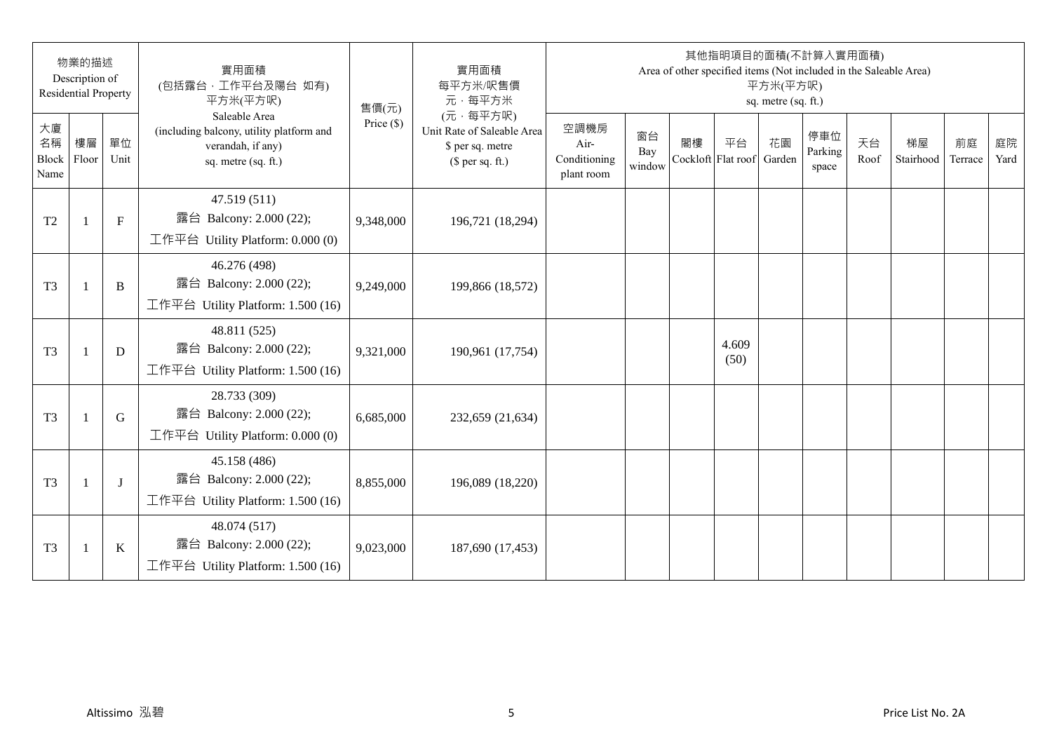| 物業的描述 Description of Residential Property | | | 實用面積 (包括露台，工作平台及陽台 如有) 平方米(平方呎) Saleable Area (including balcony, utility platform and verandah, if any) sq. metre (sq. ft.) | 售價(元) Price ($) | 實用面積 每平方米/呎售價 元，每平方米 (元，每平方呎) Unit Rate of Saleable Area $ per sq. metre ($ per sq. ft.) | 其他指明項目的面積(不計算入實用面積) Area of other specified items (Not included in the Saleable Area) 平方米(平方呎) sq. metre (sq. ft.) | | | | | | | | | |
|---|---|---|---|---|---|---|---|---|---|---|---|---|---|---|---|
| 大廈名稱 Block Name | 樓層 Floor | 單位 Unit | | | | 空調機房 Air-Conditioning plant room | 窗台 Bay window | 閣樓 Cockloft | 平台 Flat roof | 花園 Garden | 停車位 Parking space | 天台 Roof | 梯屋 Stairhood | 前庭 Terrace | 庭院 Yard |
| T2 | 1 | F | 47.519 (511) 露台 Balcony: 2.000 (22); 工作平台 Utility Platform: 0.000 (0) | 9,348,000 | 196,721 (18,294) | | | | | | | | | | |
| T3 | 1 | B | 46.276 (498) 露台 Balcony: 2.000 (22); 工作平台 Utility Platform: 1.500 (16) | 9,249,000 | 199,866 (18,572) | | | | | | | | | | |
| T3 | 1 | D | 48.811 (525) 露台 Balcony: 2.000 (22); 工作平台 Utility Platform: 1.500 (16) | 9,321,000 | 190,961 (17,754) | | | | 4.609 (50) | | | | | | |
| T3 | 1 | G | 28.733 (309) 露台 Balcony: 2.000 (22); 工作平台 Utility Platform: 0.000 (0) | 6,685,000 | 232,659 (21,634) | | | | | | | | | | |
| T3 | 1 | J | 45.158 (486) 露台 Balcony: 2.000 (22); 工作平台 Utility Platform: 1.500 (16) | 8,855,000 | 196,089 (18,220) | | | | | | | | | | |
| T3 | 1 | K | 48.074 (517) 露台 Balcony: 2.000 (22); 工作平台 Utility Platform: 1.500 (16) | 9,023,000 | 187,690 (17,453) | | | | | | | | | | |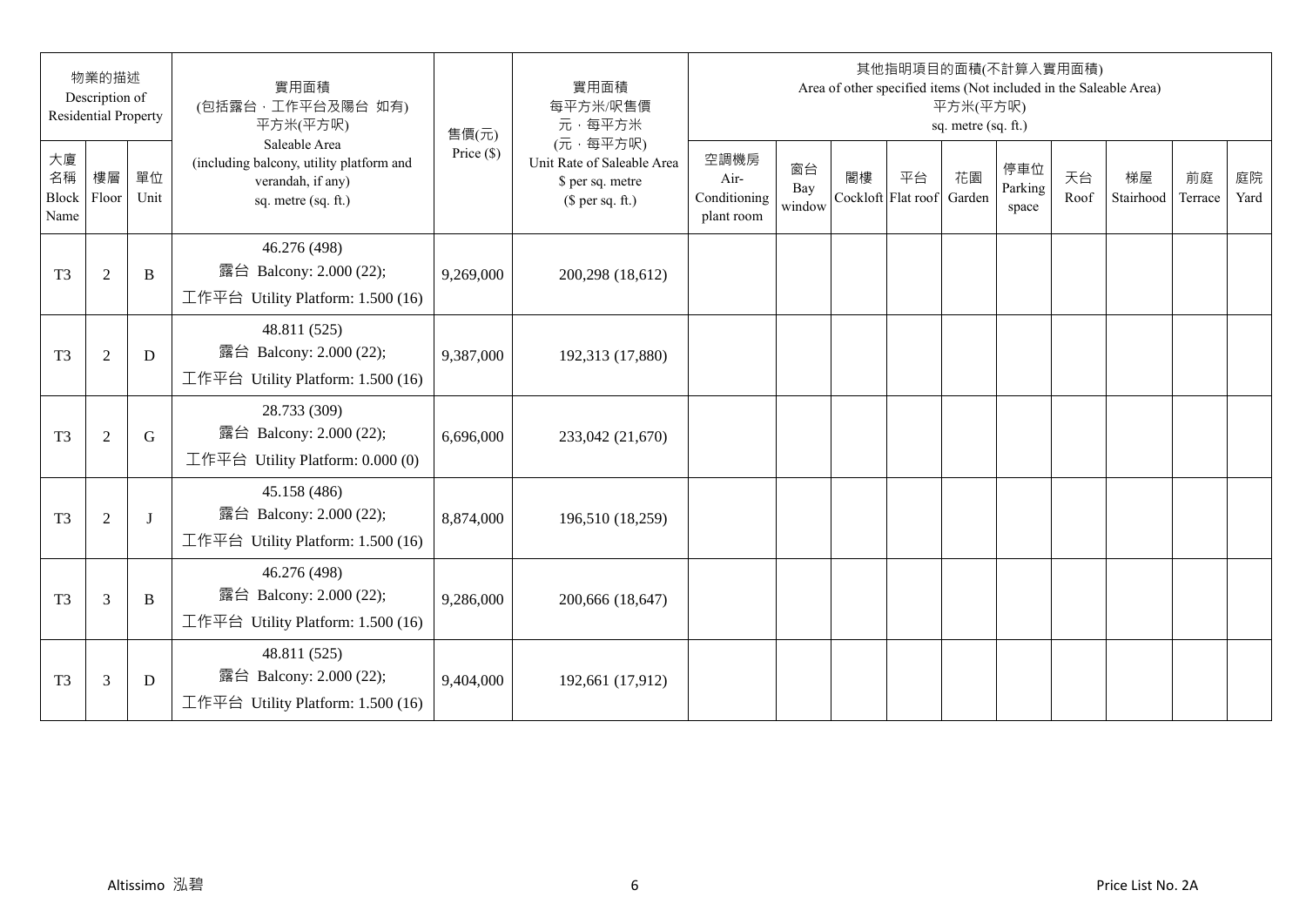| 物業的描述 Description of Residential Property | | | 實用面積 (包括露台，工作平台及陽台 如有) 平方米(平方呎) Saleable Area (including balcony, utility platform and verandah, if any) sq. metre (sq. ft.) | 售價(元) Price ($) | 實用面積 每平方米/呎售價 元，每平方米 (元，每平方呎) Unit Rate of Saleable Area $ per sq. metre ($ per sq. ft.) | 其他指明項目的面積(不計算入實用面積) Area of other specified items (Not included in the Saleable Area) 平方米(平方呎) sq. metre (sq. ft.) | | | | | | | | | |
|---|---|---|---|---|---|---|---|---|---|---|---|---|---|---|---|
| 大廈名稱 Block Name | 樓層 Floor | 單位 Unit | | | | 空調機房 Air-Conditioning plant room | 窗台 Bay window | 閣樓 Cockloft | 平台 Flat roof | 花園 Garden | 停車位 Parking space | 天台 Roof | 梯屋 Stairhood | 前庭 Terrace | 庭院 Yard |
| T3 | 2 | B | 46.276 (498) 露台 Balcony: 2.000 (22); 工作平台 Utility Platform: 1.500 (16) | 9,269,000 | 200,298 (18,612) | | | | | | | | | | |
| T3 | 2 | D | 48.811 (525) 露台 Balcony: 2.000 (22); 工作平台 Utility Platform: 1.500 (16) | 9,387,000 | 192,313 (17,880) | | | | | | | | | | |
| T3 | 2 | G | 28.733 (309) 露台 Balcony: 2.000 (22); 工作平台 Utility Platform: 0.000 (0) | 6,696,000 | 233,042 (21,670) | | | | | | | | | | |
| T3 | 2 | J | 45.158 (486) 露台 Balcony: 2.000 (22); 工作平台 Utility Platform: 1.500 (16) | 8,874,000 | 196,510 (18,259) | | | | | | | | | | |
| T3 | 3 | B | 46.276 (498) 露台 Balcony: 2.000 (22); 工作平台 Utility Platform: 1.500 (16) | 9,286,000 | 200,666 (18,647) | | | | | | | | | | |
| T3 | 3 | D | 48.811 (525) 露台 Balcony: 2.000 (22); 工作平台 Utility Platform: 1.500 (16) | 9,404,000 | 192,661 (17,912) | | | | | | | | | | |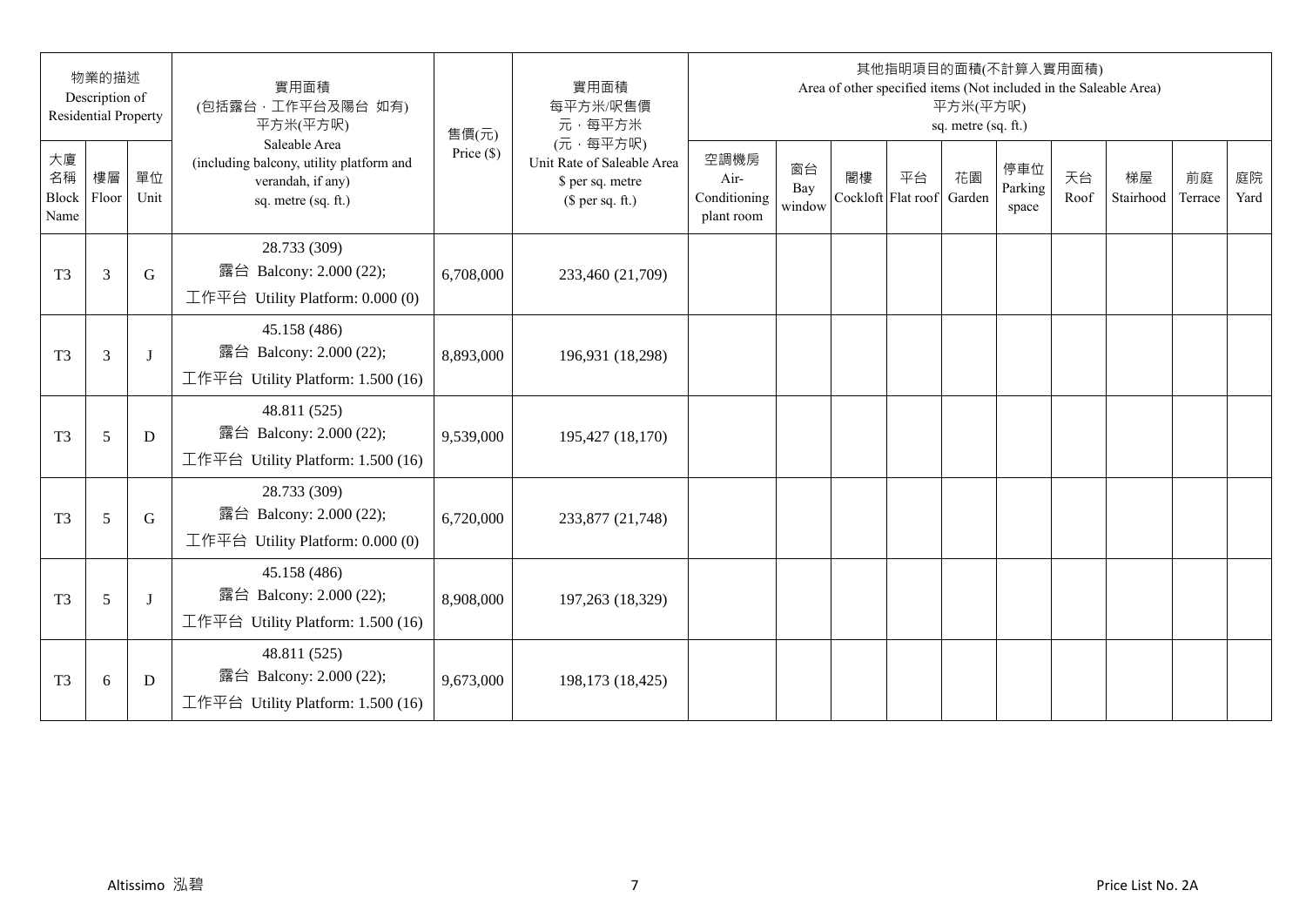| 物業的描述 Description of Residential Property | | | 實用面積 (包括露台，工作平台及陽台 如有) 平方米(平方呎) Saleable Area (including balcony, utility platform and verandah, if any) sq. metre (sq. ft.) | 售價(元) Price ($) | 實用面積 每平方米/呎售價 元，每平方米 (元，每平方呎) Unit Rate of Saleable Area $ per sq. metre ($ per sq. ft.) | 其他指明項目的面積(不計算入實用面積) Area of other specified items (Not included in the Saleable Area) 平方米(平方呎) sq. metre (sq. ft.) | | | | | | | | | |
|---|---|---|---|---|---|---|---|---|---|---|---|---|---|---|---|
| 大廈名稱 Block Name | 樓層 Floor | 單位 Unit | | | | 空調機房 Air-Conditioning plant room | 窗台 Bay window | 閣樓 Cockloft | 平台 Flat roof | 花園 Garden | 停車位 Parking space | 天台 Roof | 梯屋 Stairhood | 前庭 Terrace | 庭院 Yard |
| T3 | 3 | G | 28.733 (309) 露台 Balcony: 2.000 (22); 工作平台 Utility Platform: 0.000 (0) | 6,708,000 | 233,460 (21,709) | | | | | | | | | | |
| T3 | 3 | J | 45.158 (486) 露台 Balcony: 2.000 (22); 工作平台 Utility Platform: 1.500 (16) | 8,893,000 | 196,931 (18,298) | | | | | | | | | | |
| T3 | 5 | D | 48.811 (525) 露台 Balcony: 2.000 (22); 工作平台 Utility Platform: 1.500 (16) | 9,539,000 | 195,427 (18,170) | | | | | | | | | | |
| T3 | 5 | G | 28.733 (309) 露台 Balcony: 2.000 (22); 工作平台 Utility Platform: 0.000 (0) | 6,720,000 | 233,877 (21,748) | | | | | | | | | | |
| T3 | 5 | J | 45.158 (486) 露台 Balcony: 2.000 (22); 工作平台 Utility Platform: 1.500 (16) | 8,908,000 | 197,263 (18,329) | | | | | | | | | | |
| T3 | 6 | D | 48.811 (525) 露台 Balcony: 2.000 (22); 工作平台 Utility Platform: 1.500 (16) | 9,673,000 | 198,173 (18,425) | | | | | | | | | | |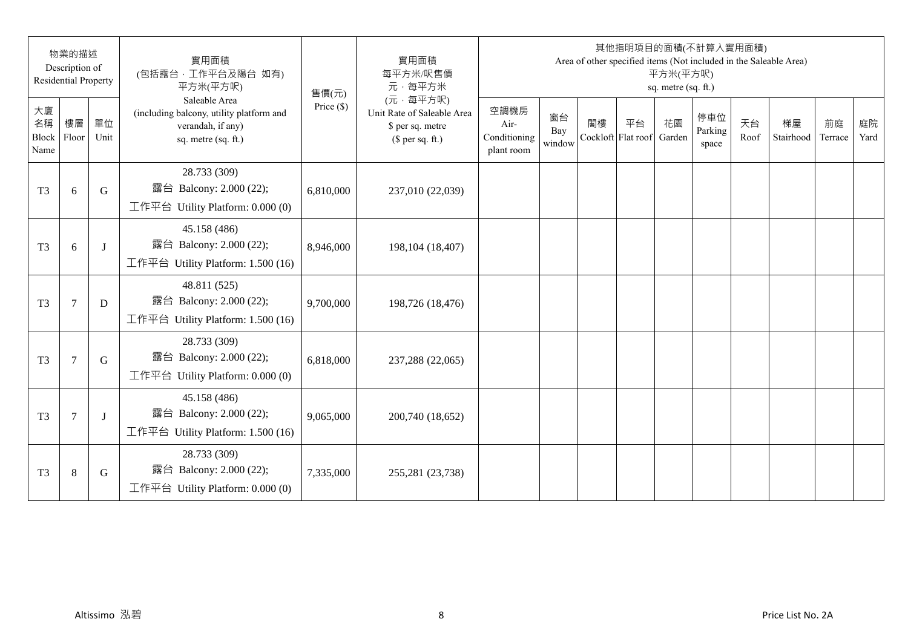| 物業的描述 Description of Residential Property | | | 實用面積 (包括露台，工作平台及陽台 如有) 平方米(平方呎) Saleable Area (including balcony, utility platform and verandah, if any) sq. metre (sq. ft.) | 售價(元) Price ($) | 實用面積 每平方米/呎售價 元，每平方米 (元，每平方呎) Unit Rate of Saleable Area $ per sq. metre ($ per sq. ft.) | 其他指明項目的面積(不計算入實用面積) Area of other specified items (Not included in the Saleable Area) 平方米(平方呎) sq. metre (sq. ft.) | | | | | | | | | |
|---|---|---|---|---|---|---|---|---|---|---|---|---|---|---|---|
| 大廈名稱 Block Name | 樓層 Floor | 單位 Unit | | | | 空調機房 Air-Conditioning plant room | 窗台 Bay window | 閣樓 Cockloft | 平台 Flat roof | 花園 Garden | 停車位 Parking space | 天台 Roof | 梯屋 Stairhood | 前庭 Terrace | 庭院 Yard |
| T3 | 6 | G | 28.733 (309) 露台 Balcony: 2.000 (22); 工作平台 Utility Platform: 0.000 (0) | 6,810,000 | 237,010 (22,039) | | | | | | | | | | |
| T3 | 6 | J | 45.158 (486) 露台 Balcony: 2.000 (22); 工作平台 Utility Platform: 1.500 (16) | 8,946,000 | 198,104 (18,407) | | | | | | | | | | |
| T3 | 7 | D | 48.811 (525) 露台 Balcony: 2.000 (22); 工作平台 Utility Platform: 1.500 (16) | 9,700,000 | 198,726 (18,476) | | | | | | | | | | |
| T3 | 7 | G | 28.733 (309) 露台 Balcony: 2.000 (22); 工作平台 Utility Platform: 0.000 (0) | 6,818,000 | 237,288 (22,065) | | | | | | | | | | |
| T3 | 7 | J | 45.158 (486) 露台 Balcony: 2.000 (22); 工作平台 Utility Platform: 1.500 (16) | 9,065,000 | 200,740 (18,652) | | | | | | | | | | |
| T3 | 8 | G | 28.733 (309) 露台 Balcony: 2.000 (22); 工作平台 Utility Platform: 0.000 (0) | 7,335,000 | 255,281 (23,738) | | | | | | | | | | |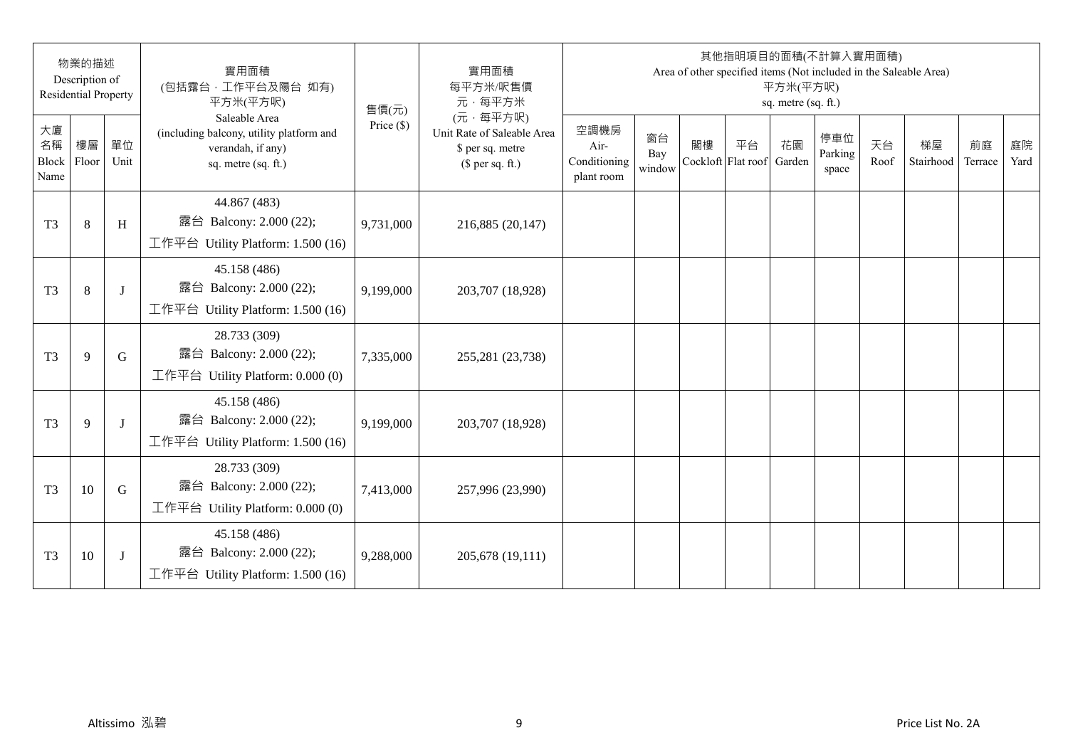| 物業的描述 Description of Residential Property | | | 實用面積 (包括露台，工作平台及陽台 如有) 平方米(平方呎) Saleable Area (including balcony, utility platform and verandah, if any) sq. metre (sq. ft.) | 售價(元) Price ($) | 實用面積 每平方米/呎售價 元，每平方米 (元，每平方呎) Unit Rate of Saleable Area $ per sq. metre ($ per sq. ft.) | 其他指明項目的面積(不計算入實用面積) Area of other specified items (Not included in the Saleable Area) 平方米(平方呎) sq. metre (sq. ft.) | | | | | | | | | |
|---|---|---|---|---|---|---|---|---|---|---|---|---|---|---|---|
| 大廈名稱 Block Name | 樓層 Floor | 單位 Unit | | | | 空調機房 Air-Conditioning plant room | 窗台 Bay window | 閣樓 Cockloft | 平台 Flat roof | 花園 Garden | 停車位 Parking space | 天台 Roof | 梯屋 Stairhood | 前庭 Terrace | 庭院 Yard |
| T3 | 8 | H | 44.867 (483) 露台 Balcony: 2.000 (22); 工作平台 Utility Platform: 1.500 (16) | 9,731,000 | 216,885 (20,147) | | | | | | | | | | |
| T3 | 8 | J | 45.158 (486) 露台 Balcony: 2.000 (22); 工作平台 Utility Platform: 1.500 (16) | 9,199,000 | 203,707 (18,928) | | | | | | | | | | |
| T3 | 9 | G | 28.733 (309) 露台 Balcony: 2.000 (22); 工作平台 Utility Platform: 0.000 (0) | 7,335,000 | 255,281 (23,738) | | | | | | | | | | |
| T3 | 9 | J | 45.158 (486) 露台 Balcony: 2.000 (22); 工作平台 Utility Platform: 1.500 (16) | 9,199,000 | 203,707 (18,928) | | | | | | | | | | |
| T3 | 10 | G | 28.733 (309) 露台 Balcony: 2.000 (22); 工作平台 Utility Platform: 0.000 (0) | 7,413,000 | 257,996 (23,990) | | | | | | | | | | |
| T3 | 10 | J | 45.158 (486) 露台 Balcony: 2.000 (22); 工作平台 Utility Platform: 1.500 (16) | 9,288,000 | 205,678 (19,111) | | | | | | | | | | |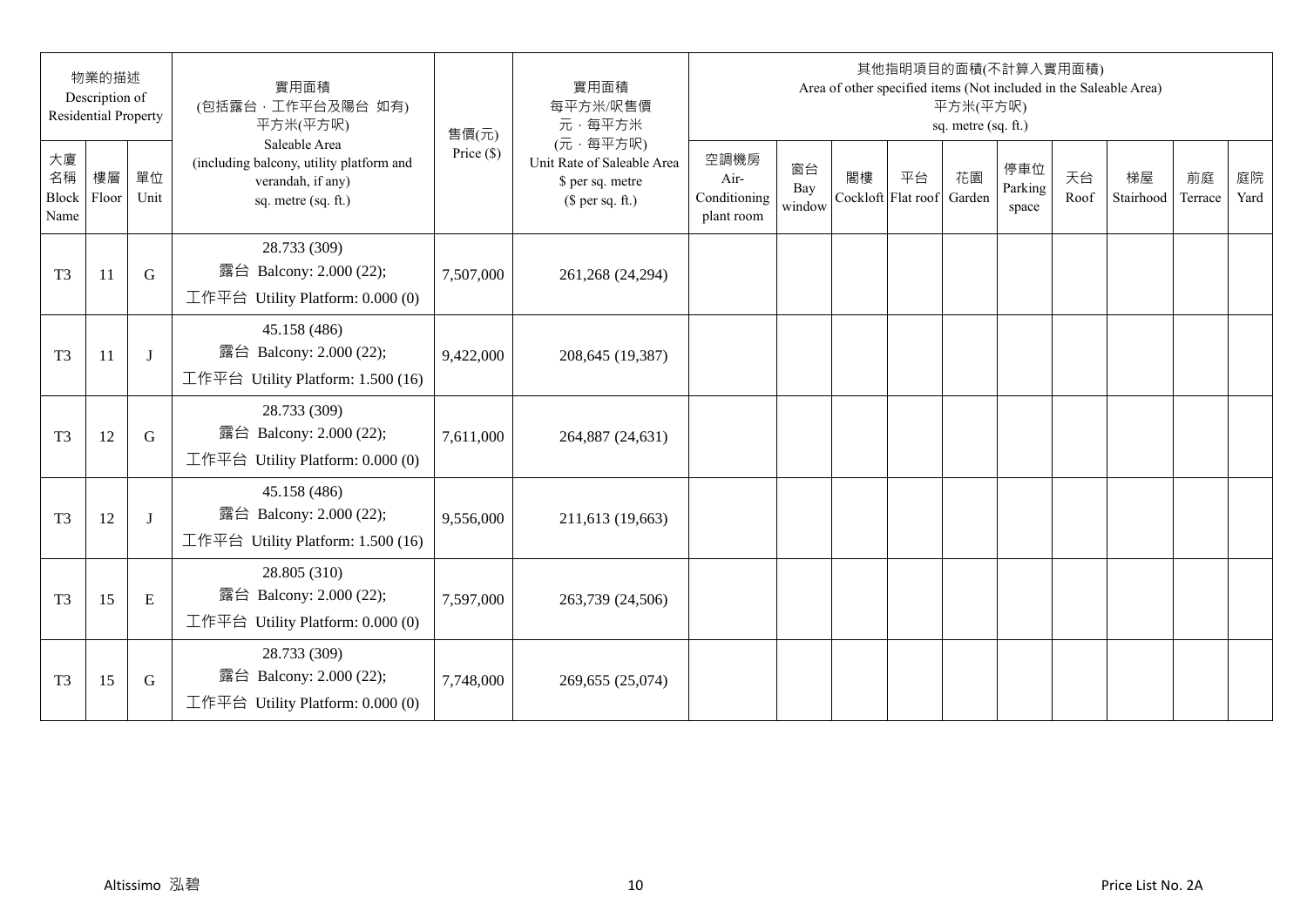| 物業的描述 Description of Residential Property | | | 實用面積 (包括露台，工作平台及陽台 如有) 平方米(平方呎) Saleable Area (including balcony, utility platform and verandah, if any) sq. metre (sq. ft.) | 售價(元) Price ($) | 實用面積 每平方米/呎售價 元，每平方米 (元，每平方呎) Unit Rate of Saleable Area $ per sq. metre ($ per sq. ft.) | 其他指明項目的面積(不計算入實用面積) Area of other specified items (Not included in the Saleable Area) 平方米(平方呎) sq. metre (sq. ft.) | | | | | | | | | |
|---|---|---|---|---|---|---|---|---|---|---|---|---|---|---|---|
| 大廈名稱 Block Name | 樓層 Floor | 單位 Unit | | | | 空調機房 Air-Conditioning plant room | 窗台 Bay window | 閣樓 Cockloft | 平台 Flat roof | 花園 Garden | 停車位 Parking space | 天台 Roof | 梯屋 Stairhood | 前庭 Terrace | 庭院 Yard |
| T3 | 11 | G | 28.733 (309) 露台 Balcony: 2.000 (22); 工作平台 Utility Platform: 0.000 (0) | 7,507,000 | 261,268 (24,294) | | | | | | | | | | |
| T3 | 11 | J | 45.158 (486) 露台 Balcony: 2.000 (22); 工作平台 Utility Platform: 1.500 (16) | 9,422,000 | 208,645 (19,387) | | | | | | | | | | |
| T3 | 12 | G | 28.733 (309) 露台 Balcony: 2.000 (22); 工作平台 Utility Platform: 0.000 (0) | 7,611,000 | 264,887 (24,631) | | | | | | | | | | |
| T3 | 12 | J | 45.158 (486) 露台 Balcony: 2.000 (22); 工作平台 Utility Platform: 1.500 (16) | 9,556,000 | 211,613 (19,663) | | | | | | | | | | |
| T3 | 15 | E | 28.805 (310) 露台 Balcony: 2.000 (22); 工作平台 Utility Platform: 0.000 (0) | 7,597,000 | 263,739 (24,506) | | | | | | | | | | |
| T3 | 15 | G | 28.733 (309) 露台 Balcony: 2.000 (22); 工作平台 Utility Platform: 0.000 (0) | 7,748,000 | 269,655 (25,074) | | | | | | | | | | |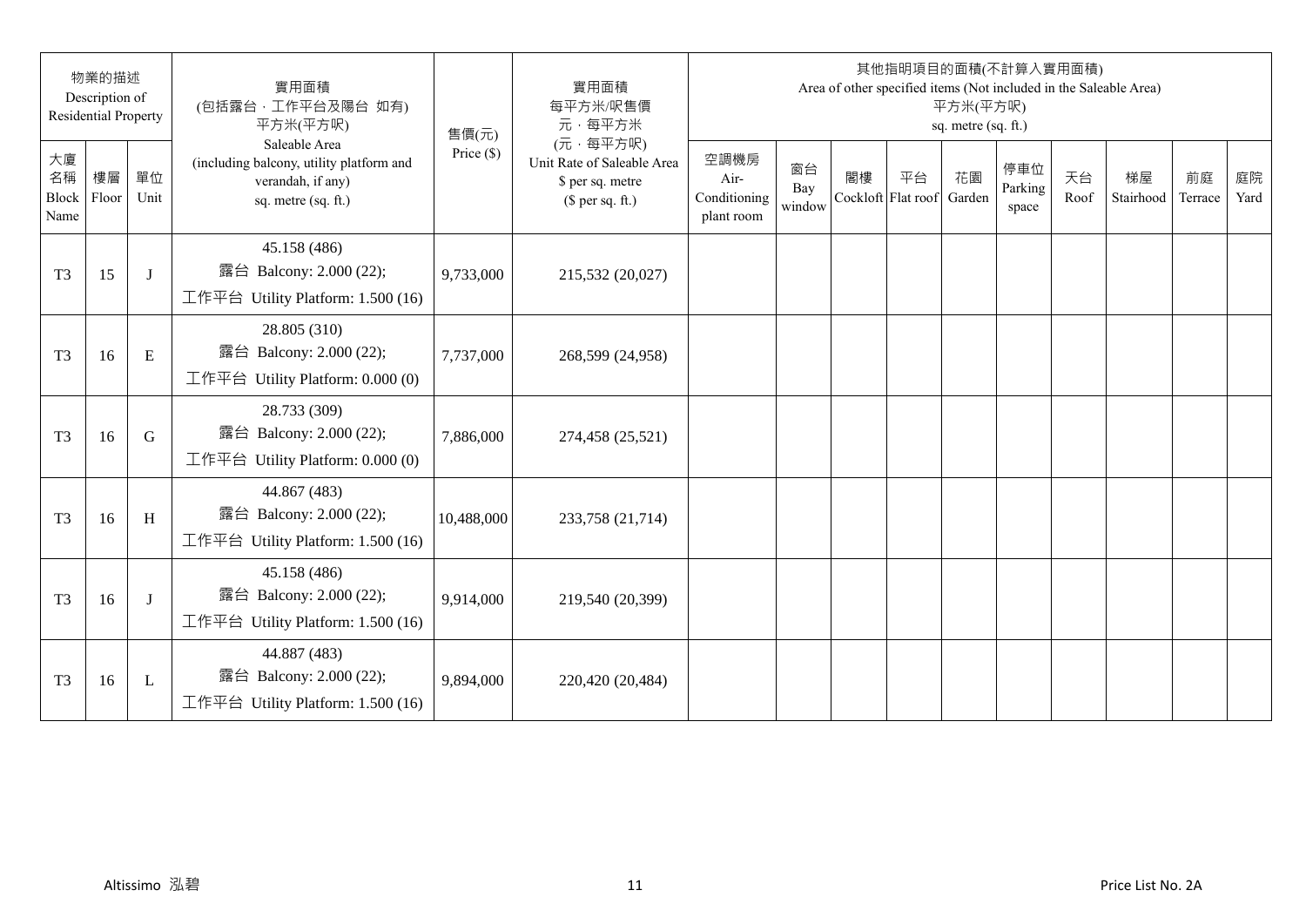| 物業的描述 Description of Residential Property | | | 實用面積 (包括露台，工作平台及陽台 如有) 平方米(平方呎) Saleable Area (including balcony, utility platform and verandah, if any) sq. metre (sq. ft.) | 售價(元) Price ($) | 實用面積 每平方米/呎售價 元，每平方米 (元，每平方呎) Unit Rate of Saleable Area $ per sq. metre ($ per sq. ft.) | 其他指明項目的面積(不計算入實用面積) Area of other specified items (Not included in the Saleable Area) 平方米(平方呎) sq. metre (sq. ft.) | | | | | | | | | |
|---|---|---|---|---|---|---|---|---|---|---|---|---|---|---|---|
| 大廈名稱 Block Name | 樓層 Floor | 單位 Unit | | | | 空調機房 Air-Conditioning plant room | 窗台 Bay window | 閣樓 Cockloft | 平台 Flat roof | 花園 Garden | 停車位 Parking space | 天台 Roof | 梯屋 Stairhood | 前庭 Terrace | 庭院 Yard |
| T3 | 15 | J | 45.158 (486) 露台 Balcony: 2.000 (22); 工作平台 Utility Platform: 1.500 (16) | 9,733,000 | 215,532 (20,027) | | | | | | | | | | |
| T3 | 16 | E | 28.805 (310) 露台 Balcony: 2.000 (22); 工作平台 Utility Platform: 0.000 (0) | 7,737,000 | 268,599 (24,958) | | | | | | | | | | |
| T3 | 16 | G | 28.733 (309) 露台 Balcony: 2.000 (22); 工作平台 Utility Platform: 0.000 (0) | 7,886,000 | 274,458 (25,521) | | | | | | | | | | |
| T3 | 16 | H | 44.867 (483) 露台 Balcony: 2.000 (22); 工作平台 Utility Platform: 1.500 (16) | 10,488,000 | 233,758 (21,714) | | | | | | | | | | |
| T3 | 16 | J | 45.158 (486) 露台 Balcony: 2.000 (22); 工作平台 Utility Platform: 1.500 (16) | 9,914,000 | 219,540 (20,399) | | | | | | | | | | |
| T3 | 16 | L | 44.887 (483) 露台 Balcony: 2.000 (22); 工作平台 Utility Platform: 1.500 (16) | 9,894,000 | 220,420 (20,484) | | | | | | | | | | |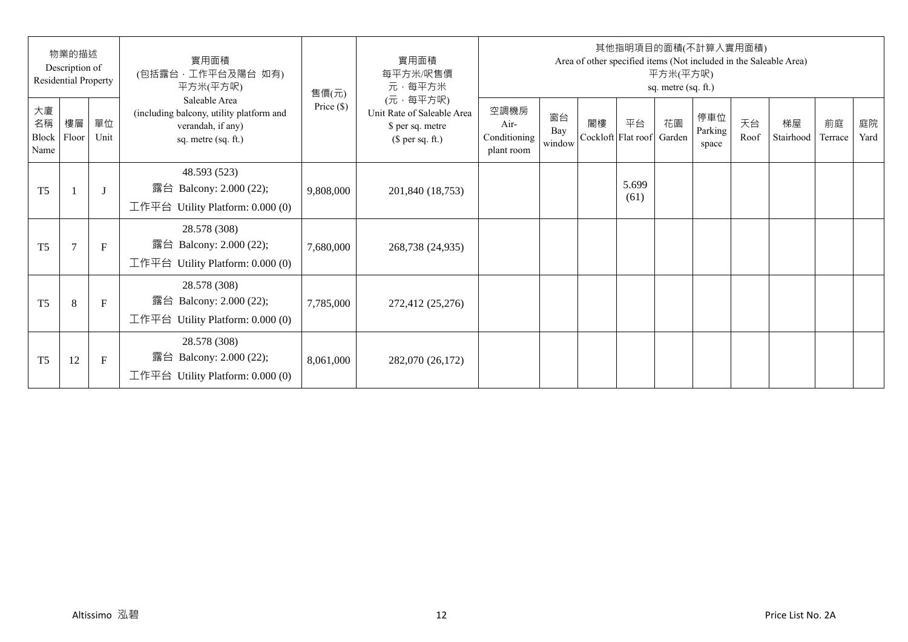| 物業的描述 Description of Residential Property | | | 實用面積 (包括露台，工作平台及陽台 如有) 平方米(平方呎) Saleable Area (including balcony, utility platform and verandah, if any) sq. metre (sq. ft.) | 售價(元) Price ($) | 實用面積 每平方米/呎售價 元，每平方米 (元，每平方呎) Unit Rate of Saleable Area $ per sq. metre ($ per sq. ft.) | 其他指明項目的面積(不計算入實用面積) Area of other specified items (Not included in the Saleable Area) 平方米(平方呎) sq. metre (sq. ft.) | | | | | | | | | |
|---|---|---|---|---|---|---|---|---|---|---|---|---|---|---|---|
| 大廈名稱 Block Name | 樓層 Floor | 單位 Unit | | | | 空調機房 Air-Conditioning plant room | 窗台 Bay window | 閣樓 Cockloft | 平台 Flat roof | 花園 Garden | 停車位 Parking space | 天台 Roof | 梯屋 Stairhood | 前庭 Terrace | 庭院 Yard |
| T5 | 1 | J | 48.593 (523) 露台 Balcony: 2.000 (22); 工作平台 Utility Platform: 0.000 (0) | 9,808,000 | 201,840 (18,753) | | | | 5.699 (61) | | | | | | |
| T5 | 7 | F | 28.578 (308) 露台 Balcony: 2.000 (22); 工作平台 Utility Platform: 0.000 (0) | 7,680,000 | 268,738 (24,935) | | | | | | | | | | |
| T5 | 8 | F | 28.578 (308) 露台 Balcony: 2.000 (22); 工作平台 Utility Platform: 0.000 (0) | 7,785,000 | 272,412 (25,276) | | | | | | | | | | |
| T5 | 12 | F | 28.578 (308) 露台 Balcony: 2.000 (22); 工作平台 Utility Platform: 0.000 (0) | 8,061,000 | 282,070 (26,172) | | | | | | | | | | |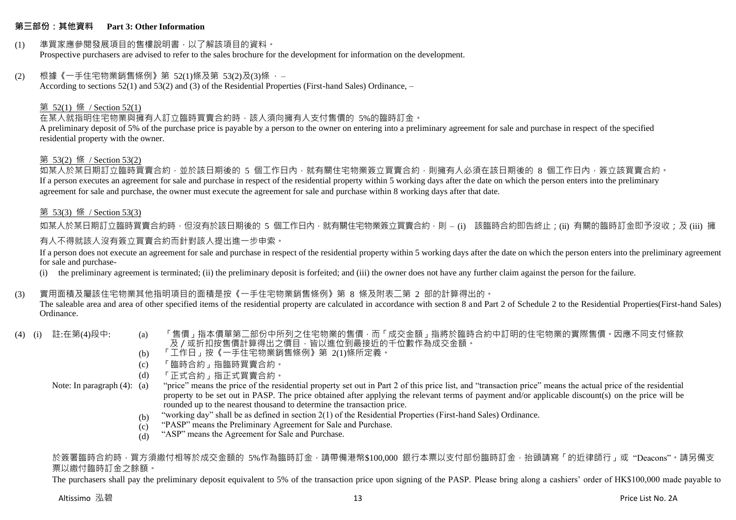## 第三部份：其他資料 Part 3: Other Information

(1) 準買家應參閱發展項目的售樓說明書，以了解該項目的資料。
Prospective purchasers are advised to refer to the sales brochure for the development for information on the development.

(2) 根據《一手住宅物業銷售條例》第 52(1)條及第 53(2)及(3)條 ，–
According to sections 52(1) and 53(2) and (3) of the Residential Properties (First-hand Sales) Ordinance, –

第 52(1) 條 / Section 52(1)

在某人就指明住宅物業與擁有人訂立臨時買賣合約時，該人須向擁有人支付售價的 5%的臨時訂金。
A preliminary deposit of 5% of the purchase price is payable by a person to the owner on entering into a preliminary agreement for sale and purchase in respect of the specified residential property with the owner.

第 53(2) 條 / Section 53(2)

如某人於某日期訂立臨時買賣合約，並於該日期後的 5 個工作日內，就有關住宅物業簽立買賣合約，則擁有人必須在該日期後的 8 個工作日內，簽立該買賣合約。
If a person executes an agreement for sale and purchase in respect of the residential property within 5 working days after the date on which the person enters into the preliminary agreement for sale and purchase, the owner must execute the agreement for sale and purchase within 8 working days after that date.

第 53(3) 條 / Section 53(3)

如某人於某日期訂立臨時買賣合約時，但沒有於該日期後的 5 個工作日內，就有關住宅物業簽立買賣合約，則 – (i) 該臨時合約即告終止；(ii) 有關的臨時訂金即予沒收；及 (iii) 擁有人不得就該人沒有簽立買賣合約而針對該人提出進一步申索。

If a person does not execute an agreement for sale and purchase in respect of the residential property within 5 working days after the date on which the person enters into the preliminary agreement for sale and purchase-

(i) the preliminary agreement is terminated; (ii) the preliminary deposit is forfeited; and (iii) the owner does not have any further claim against the person for the failure.

(3) 實用面積及屬該住宅物業其他指明項目的面積是按《一手住宅物業銷售條例》第 8 條及附表二第 2 部的計算得出的。
The saleable area and area of other specified items of the residential property are calculated in accordance with section 8 and Part 2 of Schedule 2 to the Residential Properties(First-hand Sales) Ordinance.

(4) (i) 註:在第(4)段中:

(a) 「售價」指本價單第二部份中所列之住宅物業的售價，而「成交金額」指將於臨時合約中訂明的住宅物業的實際售價。因應不同支付條款及／或折扣按售價計算得出之價目，皆以進位到最接近的千位數作為成交金額。
(b) 「工作日」按《一手住宅物業銷售條例》第 2(1)條所定義。
(c) 「臨時合約」指臨時買賣合約。
(d) 「正式合約」指正式買賣合約。

Note: In paragraph (4):

(a) "price" means the price of the residential property set out in Part 2 of this price list, and "transaction price" means the actual price of the residential property to be set out in PASP. The price obtained after applying the relevant terms of payment and/or applicable discount(s) on the price will be rounded up to the nearest thousand to determine the transaction price.
(b) "working day" shall be as defined in section 2(1) of the Residential Properties (First-hand Sales) Ordinance.
(c) "PASP" means the Preliminary Agreement for Sale and Purchase.
(d) "ASP" means the Agreement for Sale and Purchase.

於簽署臨時合約時，買方須繳付相等於成交金額的 5%作為臨時訂金，請帶備港幣$100,000 銀行本票以支付部份臨時訂金，抬頭請寫「的近律師行」或 "Deacons"。請另備支票以繳付臨時訂金之餘額。

The purchasers shall pay the preliminary deposit equivalent to 5% of the transaction price upon signing of the PASP. Please bring along a cashiers' order of HK$100,000 made payable to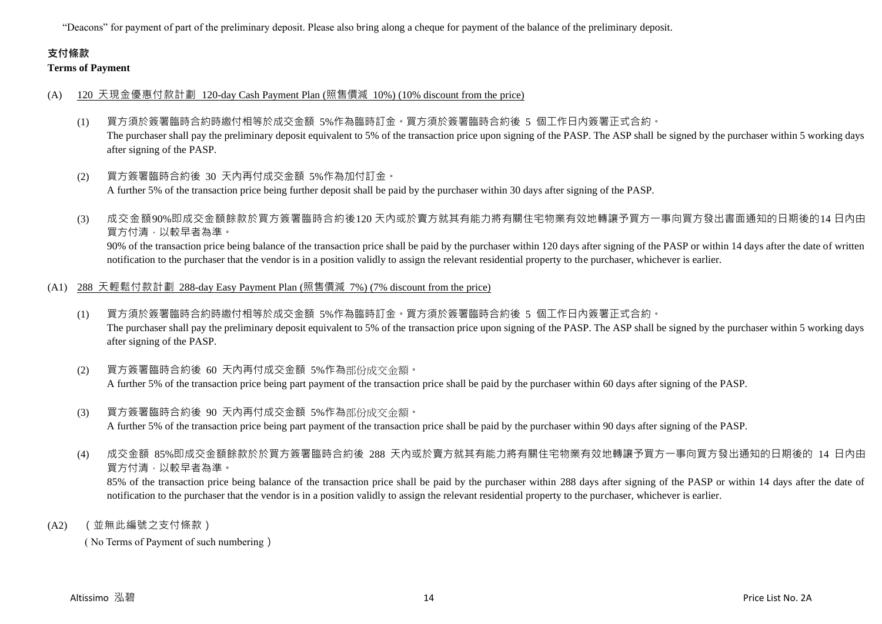"Deacons" for payment of part of the preliminary deposit. Please also bring along a cheque for payment of the balance of the preliminary deposit.

**支付條款**

**Terms of Payment**

(A) 120 天現金優惠付款計劃 120-day Cash Payment Plan (照售價減 10%) (10% discount from the price)

(1) 買方須於簽署臨時合約時繳付相等於成交金額 5%作為臨時訂金。買方須於簽署臨時合約後 5 個工作日內簽署正式合約。
The purchaser shall pay the preliminary deposit equivalent to 5% of the transaction price upon signing of the PASP. The ASP shall be signed by the purchaser within 5 working days after signing of the PASP.

(2) 買方簽署臨時合約後 30 天內再付成交金額 5%作為加付訂金。
A further 5% of the transaction price being further deposit shall be paid by the purchaser within 30 days after signing of the PASP.

(3) 成交金額90%即成交金額餘款於買方簽署臨時合約後120 天內或於賣方就其有能力將有關住宅物業有效地轉讓予買方一事向買方發出書面通知的日期後的14 日內由買方付清，以較早者為準。
90% of the transaction price being balance of the transaction price shall be paid by the purchaser within 120 days after signing of the PASP or within 14 days after the date of written notification to the purchaser that the vendor is in a position validly to assign the relevant residential property to the purchaser, whichever is earlier.

(A1) 288 天輕鬆付款計劃 288-day Easy Payment Plan (照售價減 7%) (7% discount from the price)

(1) 買方須於簽署臨時合約時繳付相等於成交金額 5%作為臨時訂金。買方須於簽署臨時合約後 5 個工作日內簽署正式合約。
The purchaser shall pay the preliminary deposit equivalent to 5% of the transaction price upon signing of the PASP. The ASP shall be signed by the purchaser within 5 working days after signing of the PASP.

(2) 買方簽署臨時合約後 60 天內再付成交金額 5%作為部份成交金額。
A further 5% of the transaction price being part payment of the transaction price shall be paid by the purchaser within 60 days after signing of the PASP.

(3) 買方簽署臨時合約後 90 天內再付成交金額 5%作為部份成交金額。
A further 5% of the transaction price being part payment of the transaction price shall be paid by the purchaser within 90 days after signing of the PASP.

(4) 成交金額 85%即成交金額餘款於於買方簽署臨時合約後 288 天內或於賣方就其有能力將有關住宅物業有效地轉讓予買方一事向買方發出通知的日期後的 14 日內由買方付清，以較早者為準。
85% of the transaction price being balance of the transaction price shall be paid by the purchaser within 288 days after signing of the PASP or within 14 days after the date of notification to the purchaser that the vendor is in a position validly to assign the relevant residential property to the purchaser, whichever is earlier.

(A2) （並無此編號之支付條款）
（No Terms of Payment of such numbering）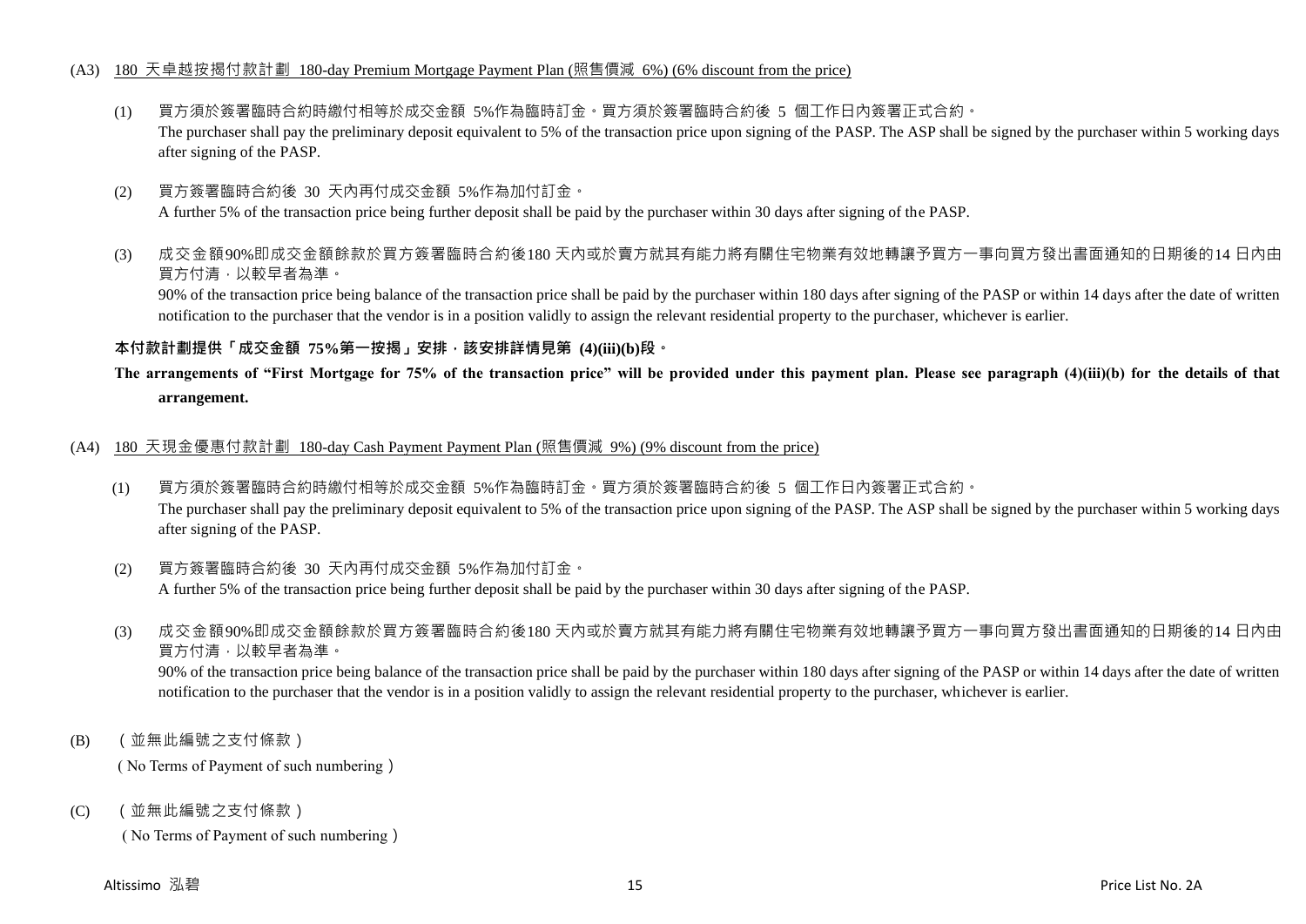(A3) 180 天卓越按揭付款計劃 180-day Premium Mortgage Payment Plan (照售價減 6%) (6% discount from the price)

(1) 買方須於簽署臨時合約時繳付相等於成交金額 5%作為臨時訂金。買方須於簽署臨時合約後 5 個工作日內簽署正式合約。
The purchaser shall pay the preliminary deposit equivalent to 5% of the transaction price upon signing of the PASP. The ASP shall be signed by the purchaser within 5 working days after signing of the PASP.

(2) 買方簽署臨時合約後 30 天內再付成交金額 5%作為加付訂金。
A further 5% of the transaction price being further deposit shall be paid by the purchaser within 30 days after signing of the PASP.

(3) 成交金額90%即成交金額餘款於買方簽署臨時合約後180 天內或於賣方就其有能力將有關住宅物業有效地轉讓予買方一事向買方發出書面通知的日期後的14 日內由買方付清，以較早者為準。
90% of the transaction price being balance of the transaction price shall be paid by the purchaser within 180 days after signing of the PASP or within 14 days after the date of written notification to the purchaser that the vendor is in a position validly to assign the relevant residential property to the purchaser, whichever is earlier.

**本付款計劃提供「成交金額 75%第一按揭」安排，該安排詳情見第 (4)(iii)(b)段。**

**The arrangements of "First Mortgage for 75% of the transaction price" will be provided under this payment plan. Please see paragraph (4)(iii)(b) for the details of that arrangement.**

(A4) 180 天現金優惠付款計劃 180-day Cash Payment Payment Plan (照售價減 9%) (9% discount from the price)

(1) 買方須於簽署臨時合約時繳付相等於成交金額 5%作為臨時訂金。買方須於簽署臨時合約後 5 個工作日內簽署正式合約。
The purchaser shall pay the preliminary deposit equivalent to 5% of the transaction price upon signing of the PASP. The ASP shall be signed by the purchaser within 5 working days after signing of the PASP.

(2) 買方簽署臨時合約後 30 天內再付成交金額 5%作為加付訂金。
A further 5% of the transaction price being further deposit shall be paid by the purchaser within 30 days after signing of the PASP.

(3) 成交金額90%即成交金額餘款於買方簽署臨時合約後180 天內或於賣方就其有能力將有關住宅物業有效地轉讓予買方一事向買方發出書面通知的日期後的14 日內由買方付清，以較早者為準。
90% of the transaction price being balance of the transaction price shall be paid by the purchaser within 180 days after signing of the PASP or within 14 days after the date of written notification to the purchaser that the vendor is in a position validly to assign the relevant residential property to the purchaser, whichever is earlier.

(B) （並無此編號之支付條款）
( No Terms of Payment of such numbering )

(C) （並無此編號之支付條款）
( No Terms of Payment of such numbering )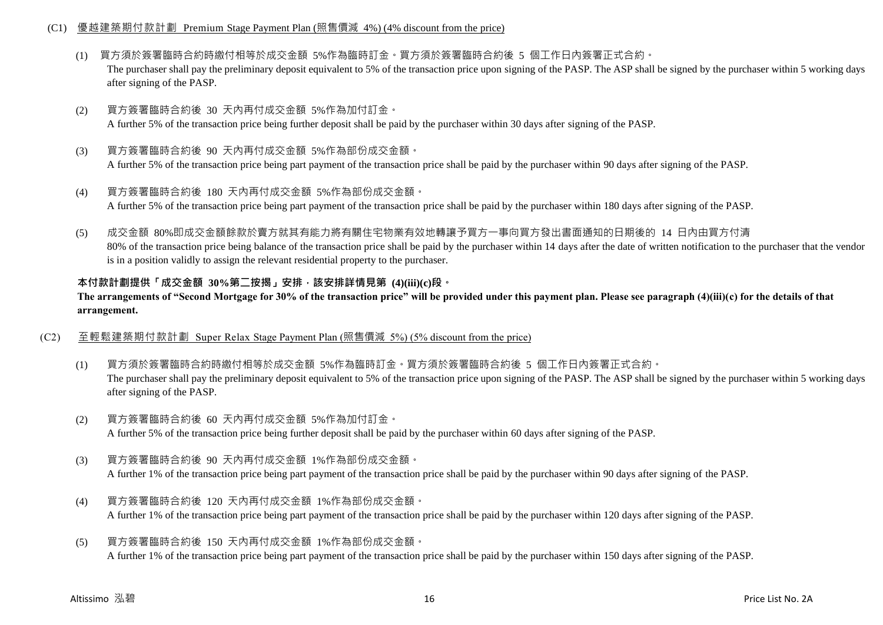(C1) 優越建築期付款計劃 Premium Stage Payment Plan (照售價減 4%) (4% discount from the price)

(1) 買方須於簽署臨時合約時繳付相等於成交金額 5%作為臨時訂金。買方須於簽署臨時合約後 5 個工作日內簽署正式合約。
The purchaser shall pay the preliminary deposit equivalent to 5% of the transaction price upon signing of the PASP. The ASP shall be signed by the purchaser within 5 working days after signing of the PASP.

(2) 買方簽署臨時合約後 30 天內再付成交金額 5%作為加付訂金。
A further 5% of the transaction price being further deposit shall be paid by the purchaser within 30 days after signing of the PASP.

(3) 買方簽署臨時合約後 90 天內再付成交金額 5%作為部份成交金額。
A further 5% of the transaction price being part payment of the transaction price shall be paid by the purchaser within 90 days after signing of the PASP.

(4) 買方簽署臨時合約後 180 天內再付成交金額 5%作為部份成交金額。
A further 5% of the transaction price being part payment of the transaction price shall be paid by the purchaser within 180 days after signing of the PASP.

(5) 成交金額 80%即成交金額餘款於賣方就其有能力將有關住宅物業有效地轉讓予買方一事向買方發出書面通知的日期後的 14 日內由買方付清
80% of the transaction price being balance of the transaction price shall be paid by the purchaser within 14 days after the date of written notification to the purchaser that the vendor is in a position validly to assign the relevant residential property to the purchaser.

**本付款計劃提供「成交金額 30%第二按揭」安排，該安排詳情見第 (4)(iii)(c)段。**
**The arrangements of "Second Mortgage for 30% of the transaction price" will be provided under this payment plan. Please see paragraph (4)(iii)(c) for the details of that arrangement.**

(C2) 至輕鬆建築期付款計劃 Super Relax Stage Payment Plan (照售價減 5%) (5% discount from the price)

(1) 買方須於簽署臨時合約時繳付相等於成交金額 5%作為臨時訂金。買方須於簽署臨時合約後 5 個工作日內簽署正式合約。
The purchaser shall pay the preliminary deposit equivalent to 5% of the transaction price upon signing of the PASP. The ASP shall be signed by the purchaser within 5 working days after signing of the PASP.

(2) 買方簽署臨時合約後 60 天內再付成交金額 5%作為加付訂金。
A further 5% of the transaction price being further deposit shall be paid by the purchaser within 60 days after signing of the PASP.

(3) 買方簽署臨時合約後 90 天內再付成交金額 1%作為部份成交金額。
A further 1% of the transaction price being part payment of the transaction price shall be paid by the purchaser within 90 days after signing of the PASP.

(4) 買方簽署臨時合約後 120 天內再付成交金額 1%作為部份成交金額。
A further 1% of the transaction price being part payment of the transaction price shall be paid by the purchaser within 120 days after signing of the PASP.

(5) 買方簽署臨時合約後 150 天內再付成交金額 1%作為部份成交金額。
A further 1% of the transaction price being part payment of the transaction price shall be paid by the purchaser within 150 days after signing of the PASP.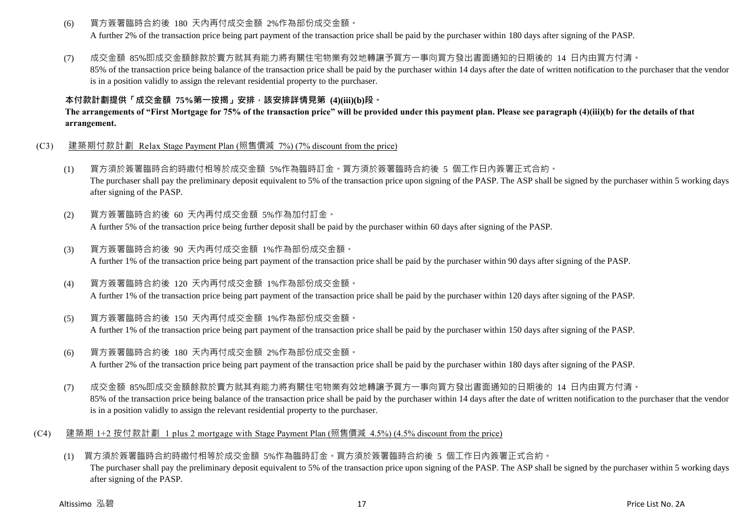(6) 買方簽署臨時合約後 180 天內再付成交金額 2%作為部份成交金額。
A further 2% of the transaction price being part payment of the transaction price shall be paid by the purchaser within 180 days after signing of the PASP.

(7) 成交金額 85%即成交金額餘款於賣方就其有能力將有關住宅物業有效地轉讓予買方一事向買方發出書面通知的日期後的 14 日內由買方付清。
85% of the transaction price being balance of the transaction price shall be paid by the purchaser within 14 days after the date of written notification to the purchaser that the vendor is in a position validly to assign the relevant residential property to the purchaser.

**本付款計劃提供「成交金額 75%第一按揭」安排，該安排詳情見第 (4)(iii)(b)段。**
**The arrangements of "First Mortgage for 75% of the transaction price" will be provided under this payment plan. Please see paragraph (4)(iii)(b) for the details of that arrangement.**

(C3) 建築期付款計劃 Relax Stage Payment Plan (照售價減 7%) (7% discount from the price)

(1) 買方須於簽署臨時合約時繳付相等於成交金額 5%作為臨時訂金。買方須於簽署臨時合約後 5 個工作日內簽署正式合約。
The purchaser shall pay the preliminary deposit equivalent to 5% of the transaction price upon signing of the PASP. The ASP shall be signed by the purchaser within 5 working days after signing of the PASP.

(2) 買方簽署臨時合約後 60 天內再付成交金額 5%作為加付訂金。
A further 5% of the transaction price being further deposit shall be paid by the purchaser within 60 days after signing of the PASP.

(3) 買方簽署臨時合約後 90 天內再付成交金額 1%作為部份成交金額。
A further 1% of the transaction price being part payment of the transaction price shall be paid by the purchaser within 90 days after signing of the PASP.

(4) 買方簽署臨時合約後 120 天內再付成交金額 1%作為部份成交金額。
A further 1% of the transaction price being part payment of the transaction price shall be paid by the purchaser within 120 days after signing of the PASP.

(5) 買方簽署臨時合約後 150 天內再付成交金額 1%作為部份成交金額。
A further 1% of the transaction price being part payment of the transaction price shall be paid by the purchaser within 150 days after signing of the PASP.

(6) 買方簽署臨時合約後 180 天內再付成交金額 2%作為部份成交金額。
A further 2% of the transaction price being part payment of the transaction price shall be paid by the purchaser within 180 days after signing of the PASP.

(7) 成交金額 85%即成交金額餘款於賣方就其有能力將有關住宅物業有效地轉讓予買方一事向買方發出書面通知的日期後的 14 日內由買方付清。
85% of the transaction price being balance of the transaction price shall be paid by the purchaser within 14 days after the date of written notification to the purchaser that the vendor is in a position validly to assign the relevant residential property to the purchaser.

(C4) 建築期 1+2 按付款計劃 1 plus 2 mortgage with Stage Payment Plan (照售價減 4.5%) (4.5% discount from the price)

(1) 買方須於簽署臨時合約時繳付相等於成交金額 5%作為臨時訂金。買方須於簽署臨時合約後 5 個工作日內簽署正式合約。
The purchaser shall pay the preliminary deposit equivalent to 5% of the transaction price upon signing of the PASP. The ASP shall be signed by the purchaser within 5 working days after signing of the PASP.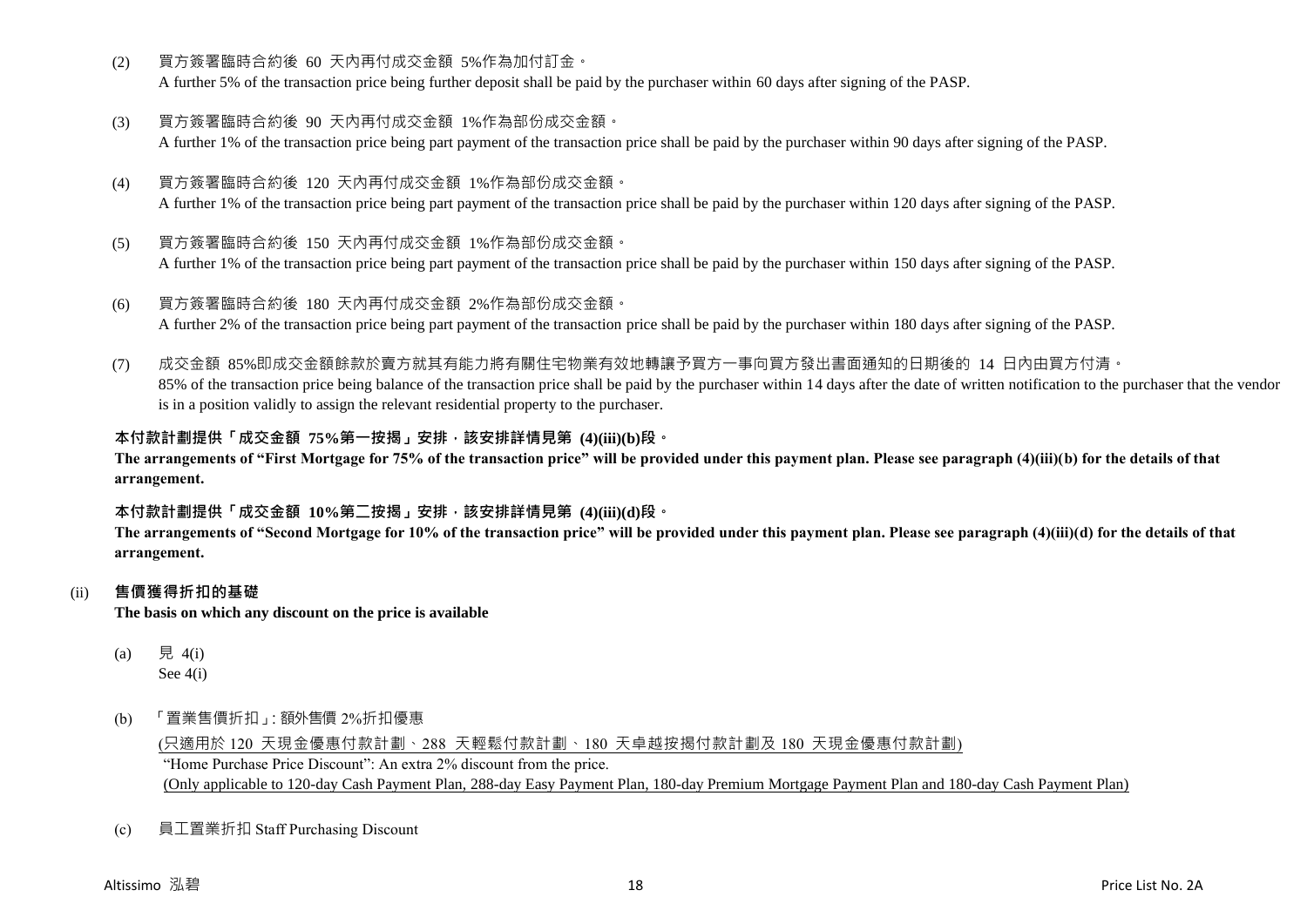(2) 買方簽署臨時合約後 60 天內再付成交金額 5%作為加付訂金。
A further 5% of the transaction price being further deposit shall be paid by the purchaser within 60 days after signing of the PASP.

(3) 買方簽署臨時合約後 90 天內再付成交金額 1%作為部份成交金額。
A further 1% of the transaction price being part payment of the transaction price shall be paid by the purchaser within 90 days after signing of the PASP.

(4) 買方簽署臨時合約後 120 天內再付成交金額 1%作為部份成交金額。
A further 1% of the transaction price being part payment of the transaction price shall be paid by the purchaser within 120 days after signing of the PASP.

(5) 買方簽署臨時合約後 150 天內再付成交金額 1%作為部份成交金額。
A further 1% of the transaction price being part payment of the transaction price shall be paid by the purchaser within 150 days after signing of the PASP.

(6) 買方簽署臨時合約後 180 天內再付成交金額 2%作為部份成交金額。
A further 2% of the transaction price being part payment of the transaction price shall be paid by the purchaser within 180 days after signing of the PASP.

(7) 成交金額 85%即成交金額餘款於賣方就其有能力將有關住宅物業有效地轉讓予買方一事向買方發出書面通知的日期後的 14 日內由買方付清。
85% of the transaction price being balance of the transaction price shall be paid by the purchaser within 14 days after the date of written notification to the purchaser that the vendor is in a position validly to assign the relevant residential property to the purchaser.

**本付款計劃提供「成交金額 75%第一按揭」安排，該安排詳情見第 (4)(iii)(b)段。**
**The arrangements of "First Mortgage for 75% of the transaction price" will be provided under this payment plan. Please see paragraph (4)(iii)(b) for the details of that arrangement.**

**本付款計劃提供「成交金額 10%第二按揭」安排，該安排詳情見第 (4)(iii)(d)段。**
**The arrangements of "Second Mortgage for 10% of the transaction price" will be provided under this payment plan. Please see paragraph (4)(iii)(d) for the details of that arrangement.**

(ii) **售價獲得折扣的基礎**
**The basis on which any discount on the price is available**

(a) 見 4(i)
See 4(i)

(b) 「置業售價折扣」: 額外售價 2%折扣優惠
<u>(只適用於 120 天現金優惠付款計劃、288 天輕鬆付款計劃、180 天卓越按揭付款計劃及 180 天現金優惠付款計劃)</u>
"Home Purchase Price Discount": An extra 2% discount from the price.
<u>(Only applicable to 120-day Cash Payment Plan, 288-day Easy Payment Plan, 180-day Premium Mortgage Payment Plan and 180-day Cash Payment Plan)</u>

(c) 員工置業折扣 Staff Purchasing Discount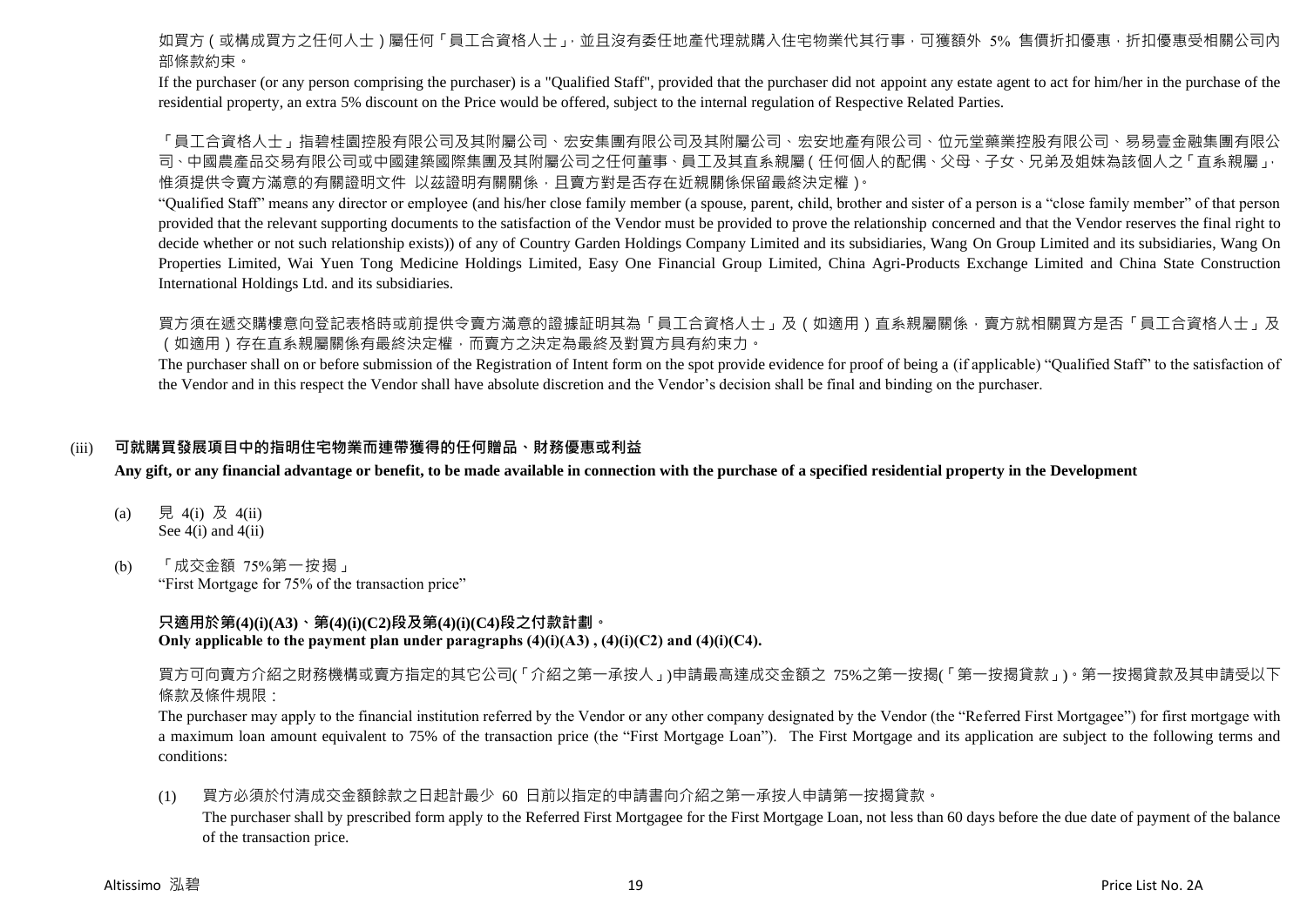如買方（或構成買方之任何人士）屬任何「員工合資格人士」，並且沒有委任地產代理就購入住宅物業代其行事，可獲額外 5% 售價折扣優惠，折扣優惠受相關公司內部條款約束。

If the purchaser (or any person comprising the purchaser) is a "Qualified Staff", provided that the purchaser did not appoint any estate agent to act for him/her in the purchase of the residential property, an extra 5% discount on the Price would be offered, subject to the internal regulation of Respective Related Parties.

「員工合資格人士」指碧桂園控股有限公司及其附屬公司、宏安集團有限公司及其附屬公司、宏安地產有限公司、位元堂藥業控股有限公司、易易壹金融集團有限公司、中國農產品交易有限公司或中國建築國際集團及其附屬公司之任何董事、員工及其直系親屬（任何個人的配偶、父母、子女、兄弟及姐妹為該個人之「直系親屬」，惟須提供令賣方滿意的有關證明文件 以茲證明有關關係，且賣方對是否存在近親關係保留最終決定權）。

"Qualified Staff" means any director or employee (and his/her close family member (a spouse, parent, child, brother and sister of a person is a "close family member" of that person provided that the relevant supporting documents to the satisfaction of the Vendor must be provided to prove the relationship concerned and that the Vendor reserves the final right to decide whether or not such relationship exists)) of any of Country Garden Holdings Company Limited and its subsidiaries, Wang On Group Limited and its subsidiaries, Wang On Properties Limited, Wai Yuen Tong Medicine Holdings Limited, Easy One Financial Group Limited, China Agri-Products Exchange Limited and China State Construction International Holdings Ltd. and its subsidiaries.

買方須在遞交購樓意向登記表格時或前提供令賣方滿意的證據証明其為「員工合資格人士」及（如適用）直系親屬關係，賣方就相關買方是否「員工合資格人士」及（如適用）存在直系親屬關係有最終決定權，而賣方之決定為最終及對買方具有約束力。

The purchaser shall on or before submission of the Registration of Intent form on the spot provide evidence for proof of being a (if applicable) "Qualified Staff" to the satisfaction of the Vendor and in this respect the Vendor shall have absolute discretion and the Vendor's decision shall be final and binding on the purchaser.

(iii) **可就購買發展項目中的指明住宅物業而連帶獲得的任何贈品、財務優惠或利益**

**Any gift, or any financial advantage or benefit, to be made available in connection with the purchase of a specified residential property in the Development**

(a) 見 4(i) 及 4(ii)
See 4(i) and 4(ii)

(b) 「成交金額 75%第一按揭」
"First Mortgage for 75% of the transaction price"

**只適用於第(4)(i)(A3)、第(4)(i)(C2)段及第(4)(i)(C4)段之付款計劃。**
**Only applicable to the payment plan under paragraphs (4)(i)(A3) , (4)(i)(C2) and (4)(i)(C4).**

買方可向賣方介紹之財務機構或賣方指定的其它公司(「介紹之第一承按人」)申請最高達成交金額之 75%之第一按揭(「第一按揭貸款」)。第一按揭貸款及其申請受以下條款及條件規限：

The purchaser may apply to the financial institution referred by the Vendor or any other company designated by the Vendor (the "Referred First Mortgagee") for first mortgage with a maximum loan amount equivalent to 75% of the transaction price (the "First Mortgage Loan"). The First Mortgage and its application are subject to the following terms and conditions:

(1) 買方必須於付清成交金額餘款之日起計最少 60 日前以指定的申請書向介紹之第一承按人申請第一按揭貸款。
The purchaser shall by prescribed form apply to the Referred First Mortgagee for the First Mortgage Loan, not less than 60 days before the due date of payment of the balance of the transaction price.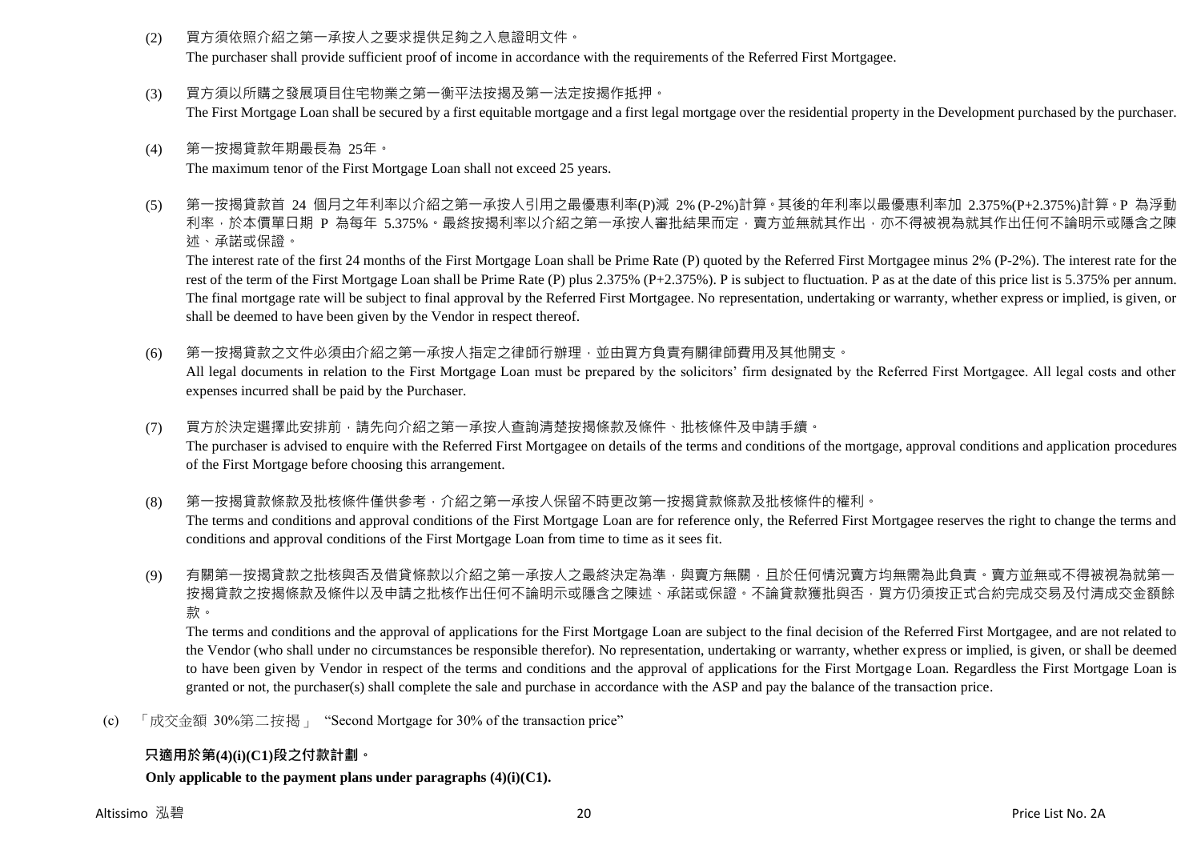(2) 買方須依照介紹之第一承按人之要求提供足夠之入息證明文件。
The purchaser shall provide sufficient proof of income in accordance with the requirements of the Referred First Mortgagee.

(3) 買方須以所購之發展項目住宅物業之第一衡平法按揭及第一法定按揭作抵押。
The First Mortgage Loan shall be secured by a first equitable mortgage and a first legal mortgage over the residential property in the Development purchased by the purchaser.

(4) 第一按揭貸款年期最長為 25年。
The maximum tenor of the First Mortgage Loan shall not exceed 25 years.

(5) 第一按揭貸款首 24 個月之年利率以介紹之第一承按人引用之最優惠利率(P)減 2% (P-2%)計算。其後的年利率以最優惠利率加 2.375%(P+2.375%)計算。P 為浮動利率，於本價單日期 P 為每年 5.375%。最終按揭利率以介紹之第一承按人審批結果而定，賣方並無就其作出，亦不得被視為就其作出任何不論明示或隱含之陳述、承諾或保證。
The interest rate of the first 24 months of the First Mortgage Loan shall be Prime Rate (P) quoted by the Referred First Mortgagee minus 2% (P-2%). The interest rate for the rest of the term of the First Mortgage Loan shall be Prime Rate (P) plus 2.375% (P+2.375%). P is subject to fluctuation. P as at the date of this price list is 5.375% per annum. The final mortgage rate will be subject to final approval by the Referred First Mortgagee. No representation, undertaking or warranty, whether express or implied, is given, or shall be deemed to have been given by the Vendor in respect thereof.

(6) 第一按揭貸款之文件必須由介紹之第一承按人指定之律師行辦理，並由買方負責有關律師費用及其他開支。
All legal documents in relation to the First Mortgage Loan must be prepared by the solicitors' firm designated by the Referred First Mortgagee. All legal costs and other expenses incurred shall be paid by the Purchaser.

(7) 買方於決定選擇此安排前，請先向介紹之第一承按人查詢清楚按揭條款及條件、批核條件及申請手續。
The purchaser is advised to enquire with the Referred First Mortgagee on details of the terms and conditions of the mortgage, approval conditions and application procedures of the First Mortgage before choosing this arrangement.

(8) 第一按揭貸款條款及批核條件僅供參考，介紹之第一承按人保留不時更改第一按揭貸款條款及批核條件的權利。
The terms and conditions and approval conditions of the First Mortgage Loan are for reference only, the Referred First Mortgagee reserves the right to change the terms and conditions and approval conditions of the First Mortgage Loan from time to time as it sees fit.

(9) 有關第一按揭貸款之批核與否及借貸條款以介紹之第一承按人之最終決定為準，與賣方無關，且於任何情況賣方均無需為此負責。賣方並無或不得被視為就第一按揭貸款之按揭條款及條件以及申請之批核作出任何不論明示或隱含之陳述、承諾或保證。不論貸款獲批與否，買方仍須按正式合約完成交易及付清成交金額餘款。
The terms and conditions and the approval of applications for the First Mortgage Loan are subject to the final decision of the Referred First Mortgagee, and are not related to the Vendor (who shall under no circumstances be responsible therefor). No representation, undertaking or warranty, whether express or implied, is given, or shall be deemed to have been given by Vendor in respect of the terms and conditions and the approval of applications for the First Mortgage Loan. Regardless the First Mortgage Loan is granted or not, the purchaser(s) shall complete the sale and purchase in accordance with the ASP and pay the balance of the transaction price.

(c) 「成交金額 30%第二按揭」 "Second Mortgage for 30% of the transaction price"

**只適用於第(4)(i)(C1)段之付款計劃。**

**Only applicable to the payment plans under paragraphs (4)(i)(C1).**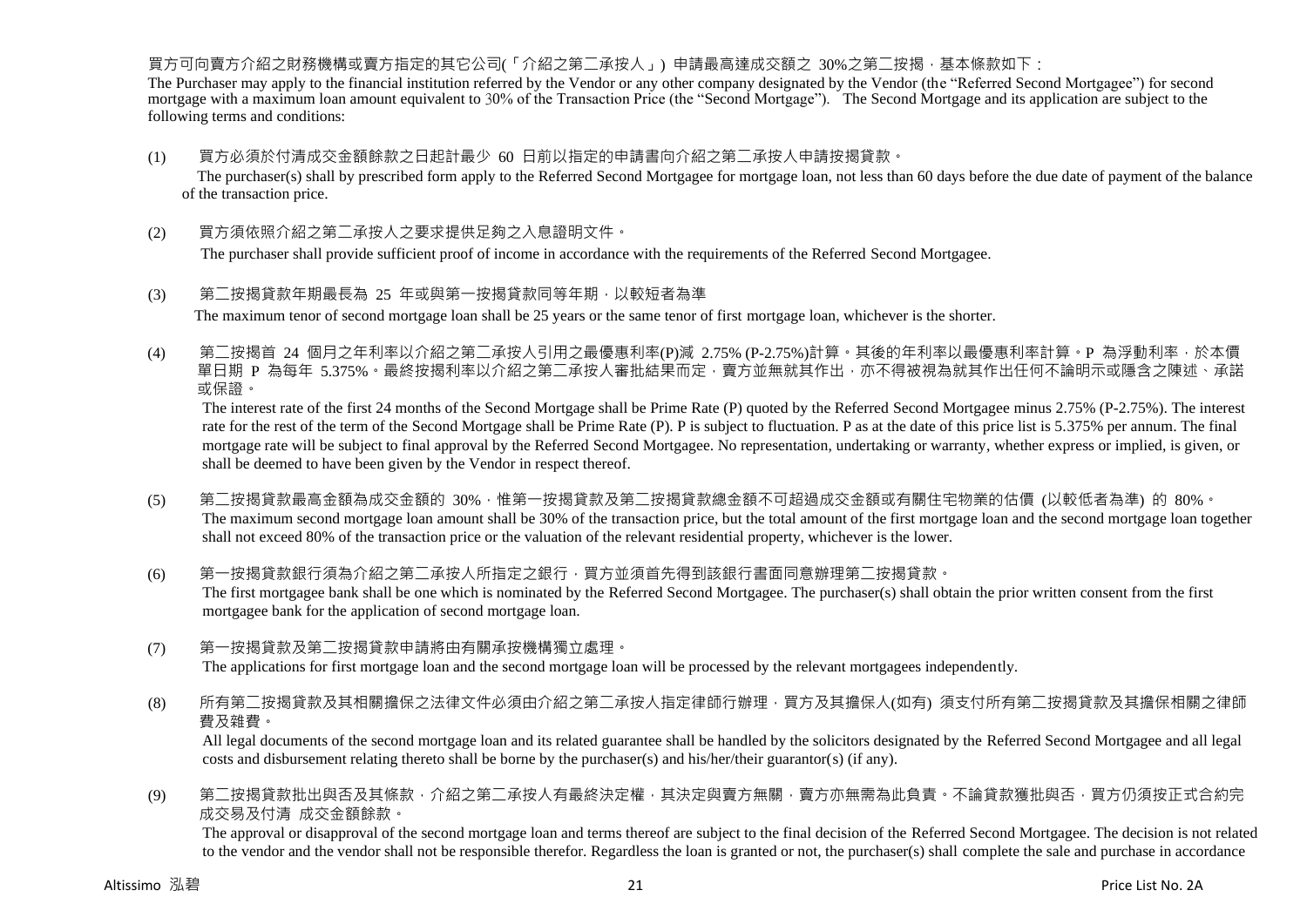買方可向賣方介紹之財務機構或賣方指定的其它公司(「介紹之第二承按人」) 申請最高達成交額之 30%之第二按揭，基本條款如下：

The Purchaser may apply to the financial institution referred by the Vendor or any other company designated by the Vendor (the "Referred Second Mortgagee") for second mortgage with a maximum loan amount equivalent to 30% of the Transaction Price (the "Second Mortgage"). The Second Mortgage and its application are subject to the following terms and conditions:

(1) 買方必須於付清成交金額餘款之日起計最少 60 日前以指定的申請書向介紹之第二承按人申請按揭貸款。

The purchaser(s) shall by prescribed form apply to the Referred Second Mortgagee for mortgage loan, not less than 60 days before the due date of payment of the balance of the transaction price.

(2) 買方須依照介紹之第二承按人之要求提供足夠之入息證明文件。

The purchaser shall provide sufficient proof of income in accordance with the requirements of the Referred Second Mortgagee.

(3) 第二按揭貸款年期最長為 25 年或與第一按揭貸款同等年期，以較短者為準

The maximum tenor of second mortgage loan shall be 25 years or the same tenor of first mortgage loan, whichever is the shorter.

(4) 第二按揭首 24 個月之年利率以介紹之第二承按人引用之最優惠利率(P)減 2.75% (P-2.75%)計算。其後的年利率以最優惠利率計算。P 為浮動利率，於本價單日期 P 為每年 5.375%。最終按揭利率以介紹之第二承按人審批結果而定，賣方並無就其作出，亦不得被視為就其作出任何不論明示或隱含之陳述、承諾或保證。

The interest rate of the first 24 months of the Second Mortgage shall be Prime Rate (P) quoted by the Referred Second Mortgagee minus 2.75% (P-2.75%). The interest rate for the rest of the term of the Second Mortgage shall be Prime Rate (P). P is subject to fluctuation. P as at the date of this price list is 5.375% per annum. The final mortgage rate will be subject to final approval by the Referred Second Mortgagee. No representation, undertaking or warranty, whether express or implied, is given, or shall be deemed to have been given by the Vendor in respect thereof.

(5) 第二按揭貸款最高金額為成交金額的 30%，惟第一按揭貸款及第二按揭貸款總金額不可超過成交金額或有關住宅物業的估價 (以較低者為準) 的 80%。

The maximum second mortgage loan amount shall be 30% of the transaction price, but the total amount of the first mortgage loan and the second mortgage loan together shall not exceed 80% of the transaction price or the valuation of the relevant residential property, whichever is the lower.

(6) 第一按揭貸款銀行須為介紹之第二承按人所指定之銀行，買方並須首先得到該銀行書面同意辦理第二按揭貸款。

The first mortgagee bank shall be one which is nominated by the Referred Second Mortgagee. The purchaser(s) shall obtain the prior written consent from the first mortgagee bank for the application of second mortgage loan.

(7) 第一按揭貸款及第二按揭貸款申請將由有關承按機構獨立處理。

The applications for first mortgage loan and the second mortgage loan will be processed by the relevant mortgagees independently.

(8) 所有第二按揭貸款及其相關擔保之法律文件必須由介紹之第二承按人指定律師行辦理，買方及其擔保人(如有) 須支付所有第二按揭貸款及其擔保相關之律師費及雜費。

All legal documents of the second mortgage loan and its related guarantee shall be handled by the solicitors designated by the Referred Second Mortgagee and all legal costs and disbursement relating thereto shall be borne by the purchaser(s) and his/her/their guarantor(s) (if any).

(9) 第二按揭貸款批出與否及其條款，介紹之第二承按人有最終決定權，其決定與賣方無關，賣方亦無需為此負責。不論貸款獲批與否，買方仍須按正式合約完成交易及付清 成交金額餘款。

The approval or disapproval of the second mortgage loan and terms thereof are subject to the final decision of the Referred Second Mortgagee. The decision is not related to the vendor and the vendor shall not be responsible therefor. Regardless the loan is granted or not, the purchaser(s) shall complete the sale and purchase in accordance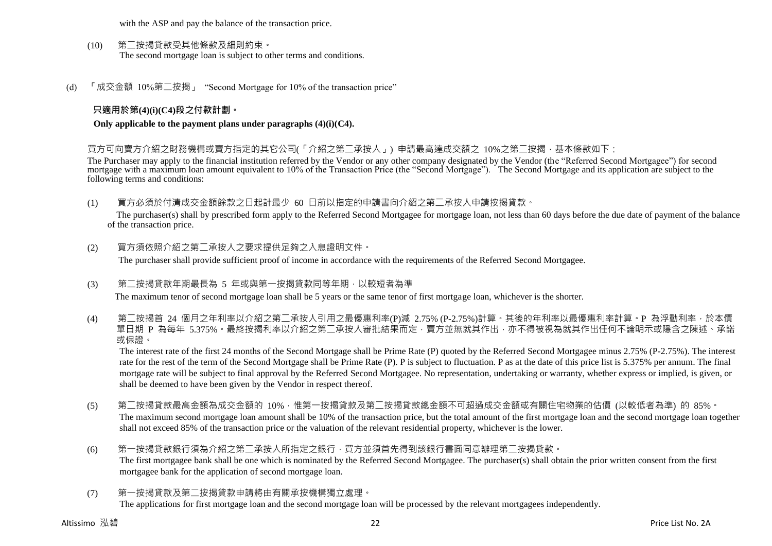with the ASP and pay the balance of the transaction price.

(10) 第二按揭貸款受其他條款及細則約束。
The second mortgage loan is subject to other terms and conditions.

(d) 「成交金額 10%第二按揭」 "Second Mortgage for 10% of the transaction price"

**只適用於第(4)(i)(C4)段之付款計劃。**

**Only applicable to the payment plans under paragraphs (4)(i)(C4).**

買方可向賣方介紹之財務機構或賣方指定的其它公司(「介紹之第二承按人」) 申請最高達成交額之 10%之第二按揭，基本條款如下：
The Purchaser may apply to the financial institution referred by the Vendor or any other company designated by the Vendor (the "Referred Second Mortgagee") for second mortgage with a maximum loan amount equivalent to 10% of the Transaction Price (the "Second Mortgage"). The Second Mortgage and its application are subject to the following terms and conditions:

(1) 買方必須於付清成交金額餘款之日起計最少 60 日前以指定的申請書向介紹之第二承按人申請按揭貸款。
The purchaser(s) shall by prescribed form apply to the Referred Second Mortgagee for mortgage loan, not less than 60 days before the due date of payment of the balance of the transaction price.

(2) 買方須依照介紹之第二承按人之要求提供足夠之入息證明文件。
The purchaser shall provide sufficient proof of income in accordance with the requirements of the Referred Second Mortgagee.

(3) 第二按揭貸款年期最長為 5 年或與第一按揭貸款同等年期，以較短者為準
The maximum tenor of second mortgage loan shall be 5 years or the same tenor of first mortgage loan, whichever is the shorter.

(4) 第二按揭首 24 個月之年利率以介紹之第二承按人引用之最優惠利率(P)減 2.75% (P-2.75%)計算。其後的年利率以最優惠利率計算。P 為浮動利率，於本價單日期 P 為每年 5.375%。最終按揭利率以介紹之第二承按人審批結果而定，賣方並無就其作出，亦不得被視為就其作出任何不論明示或隱含之陳述、承諾或保證。
The interest rate of the first 24 months of the Second Mortgage shall be Prime Rate (P) quoted by the Referred Second Mortgagee minus 2.75% (P-2.75%). The interest rate for the rest of the term of the Second Mortgage shall be Prime Rate (P). P is subject to fluctuation. P as at the date of this price list is 5.375% per annum. The final mortgage rate will be subject to final approval by the Referred Second Mortgagee. No representation, undertaking or warranty, whether express or implied, is given, or shall be deemed to have been given by the Vendor in respect thereof.

(5) 第二按揭貸款最高金額為成交金額的 10%，惟第一按揭貸款及第二按揭貸款總金額不可超過成交金額或有關住宅物業的估價 (以較低者為準) 的 85%。
The maximum second mortgage loan amount shall be 10% of the transaction price, but the total amount of the first mortgage loan and the second mortgage loan together shall not exceed 85% of the transaction price or the valuation of the relevant residential property, whichever is the lower.

(6) 第一按揭貸款銀行須為介紹之第二承按人所指定之銀行，買方並須首先得到該銀行書面同意辦理第二按揭貸款。
The first mortgagee bank shall be one which is nominated by the Referred Second Mortgagee. The purchaser(s) shall obtain the prior written consent from the first mortgagee bank for the application of second mortgage loan.

(7) 第一按揭貸款及第二按揭貸款申請將由有關承按機構獨立處理。
The applications for first mortgage loan and the second mortgage loan will be processed by the relevant mortgagees independently.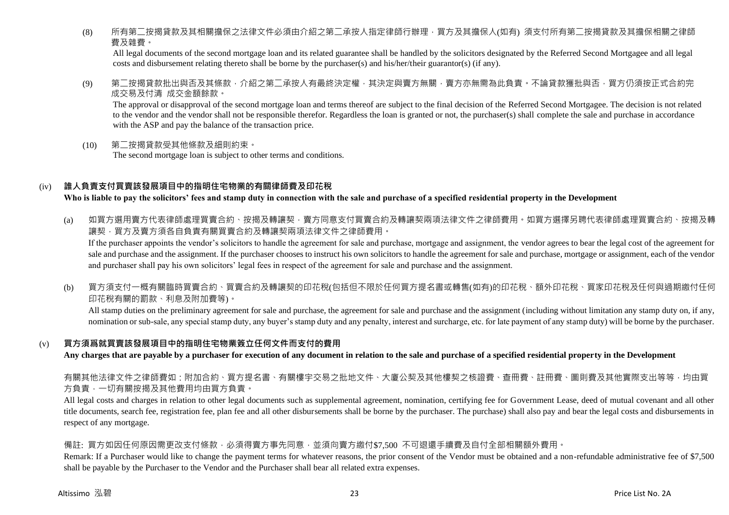(8) 所有第二按揭貸款及其相關擔保之法律文件必須由介紹之第二承按人指定律師行辦理，買方及其擔保人(如有) 須支付所有第二按揭貸款及其擔保相關之律師費及雜費。
All legal documents of the second mortgage loan and its related guarantee shall be handled by the solicitors designated by the Referred Second Mortgagee and all legal costs and disbursement relating thereto shall be borne by the purchaser(s) and his/her/their guarantor(s) (if any).

(9) 第二按揭貸款批出與否及其條款，介紹之第二承按人有最終決定權，其決定與賣方無關，賣方亦無需為此負責。不論貸款獲批與否，買方仍須按正式合約完成交易及付清 成交金額餘款。
The approval or disapproval of the second mortgage loan and terms thereof are subject to the final decision of the Referred Second Mortgagee. The decision is not related to the vendor and the vendor shall not be responsible therefor. Regardless the loan is granted or not, the purchaser(s) shall complete the sale and purchase in accordance with the ASP and pay the balance of the transaction price.

(10) 第二按揭貸款受其他條款及細則約束。
The second mortgage loan is subject to other terms and conditions.

### (iv) 誰人負責支付買賣該發展項目中的指明住宅物業的有關律師費及印花稅
**Who is liable to pay the solicitors' fees and stamp duty in connection with the sale and purchase of a specified residential property in the Development**

(a) 如買方選用賣方代表律師處理買賣合約、按揭及轉讓契，賣方同意支付買賣合約及轉讓契兩項法律文件之律師費用。如買方選擇另聘代表律師處理買賣合約、按揭及轉讓契，買方及賣方須各自負責有關買賣合約及轉讓契兩項法律文件之律師費用。
If the purchaser appoints the vendor's solicitors to handle the agreement for sale and purchase, mortgage and assignment, the vendor agrees to bear the legal cost of the agreement for sale and purchase and the assignment. If the purchaser chooses to instruct his own solicitors to handle the agreement for sale and purchase, mortgage or assignment, each of the vendor and purchaser shall pay his own solicitors' legal fees in respect of the agreement for sale and purchase and the assignment.

(b) 買方須支付一概有關臨時買賣合約、買賣合約及轉讓契的印花稅(包括但不限於任何買方提名書或轉售(如有)的印花稅、額外印花稅、買家印花稅及任何與過期繳付任何印花稅有關的罰款、利息及附加費等)。
All stamp duties on the preliminary agreement for sale and purchase, the agreement for sale and purchase and the assignment (including without limitation any stamp duty on, if any, nomination or sub-sale, any special stamp duty, any buyer's stamp duty and any penalty, interest and surcharge, etc. for late payment of any stamp duty) will be borne by the purchaser.

### (v) 買方須爲就買賣該發展項目中的指明住宅物業簽立任何文件而支付的費用
**Any charges that are payable by a purchaser for execution of any document in relation to the sale and purchase of a specified residential property in the Development**

有關其他法律文件之律師費如：附加合約、買方提名書、有關樓宇交易之批地文件、大廈公契及其他樓契之核證費、查冊費、註冊費、圖則費及其他實際支出等等，均由買方負責，一切有關按揭及其他費用均由買方負責。

All legal costs and charges in relation to other legal documents such as supplemental agreement, nomination, certifying fee for Government Lease, deed of mutual covenant and all other title documents, search fee, registration fee, plan fee and all other disbursements shall be borne by the purchaser. The purchase) shall also pay and bear the legal costs and disbursements in respect of any mortgage.

備註: 買方如因任何原因需更改支付條款，必須得賣方事先同意，並須向賣方繳付$7,500 不可退還手續費及自付全部相關額外費用。

Remark: If a Purchaser would like to change the payment terms for whatever reasons, the prior consent of the Vendor must be obtained and a non-refundable administrative fee of $7,500 shall be payable by the Purchaser to the Vendor and the Purchaser shall bear all related extra expenses.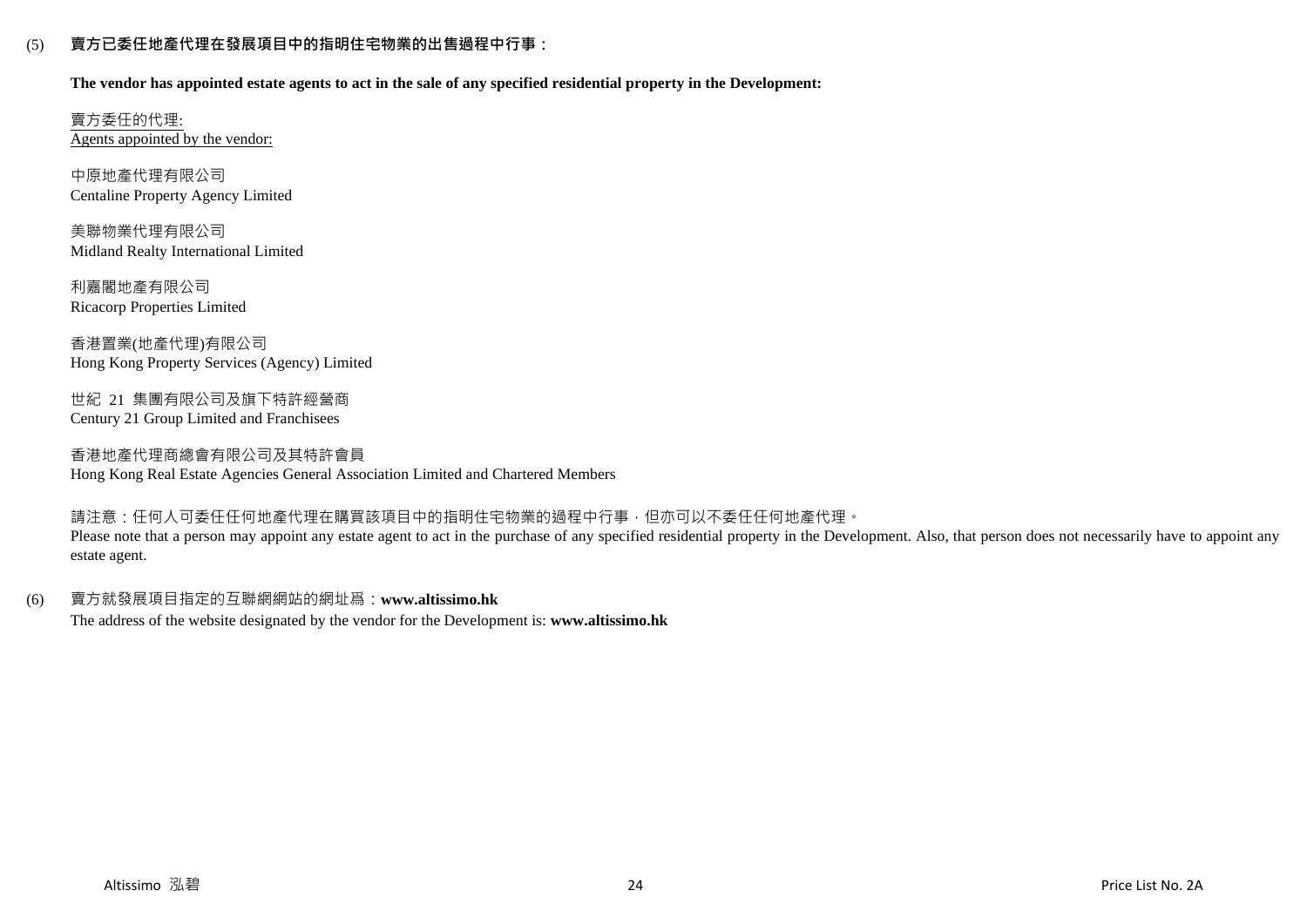(5) **賣方已委任地產代理在發展項目中的指明住宅物業的出售過程中行事：**

**The vendor has appointed estate agents to act in the sale of any specified residential property in the Development:**

賣方委任的代理:
Agents appointed by the vendor:

中原地產代理有限公司
Centaline Property Agency Limited

美聯物業代理有限公司
Midland Realty International Limited

利嘉閣地產有限公司
Ricacorp Properties Limited

香港置業(地產代理)有限公司
Hong Kong Property Services (Agency) Limited

世紀 21 集團有限公司及旗下特許經營商
Century 21 Group Limited and Franchisees

香港地產代理商總會有限公司及其特許會員
Hong Kong Real Estate Agencies General Association Limited and Chartered Members

請注意：任何人可委任任何地產代理在購買該項目中的指明住宅物業的過程中行事，但亦可以不委任任何地產代理。
Please note that a person may appoint any estate agent to act in the purchase of any specified residential property in the Development. Also, that person does not necessarily have to appoint any estate agent.

(6) 賣方就發展項目指定的互聯網網站的網址為：**www.altissimo.hk**
The address of the website designated by the vendor for the Development is: **www.altissimo.hk**